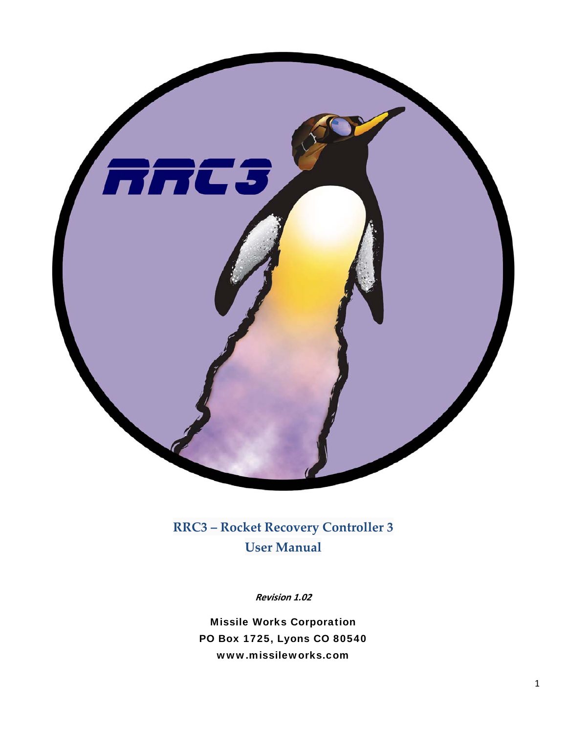# RRC3 – Rocket Recovery Controller 3
# User Manual

***Revision 1.02***

**Missile Works Corporation**
**PO Box 1725, Lyons CO 80540**
**www.missileworks.com**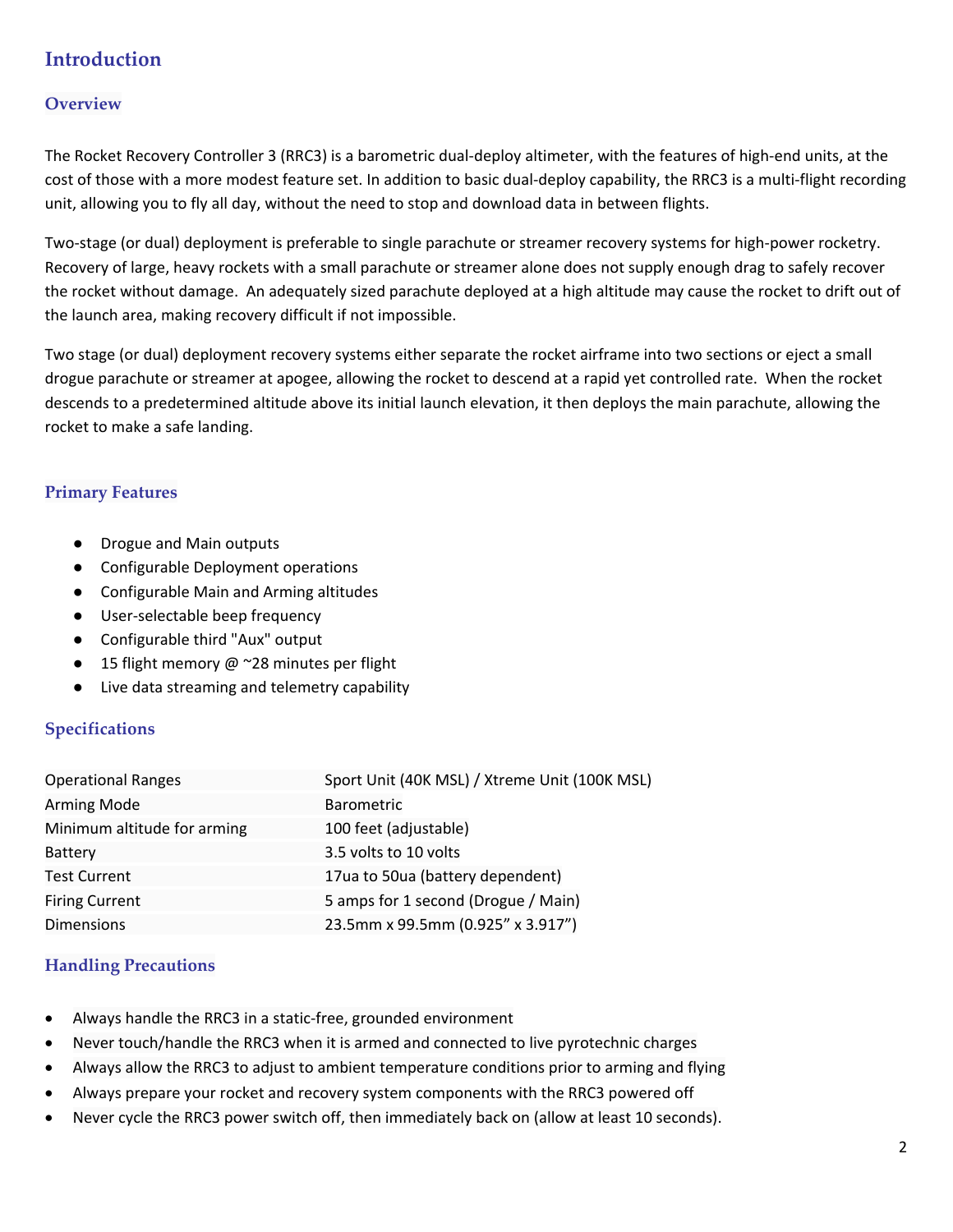# Introduction

## Overview

The Rocket Recovery Controller 3 (RRC3) is a barometric dual-deploy altimeter, with the features of high-end units, at the cost of those with a more modest feature set. In addition to basic dual-deploy capability, the RRC3 is a multi-flight recording unit, allowing you to fly all day, without the need to stop and download data in between flights.

Two-stage (or dual) deployment is preferable to single parachute or streamer recovery systems for high-power rocketry. Recovery of large, heavy rockets with a small parachute or streamer alone does not supply enough drag to safely recover the rocket without damage. An adequately sized parachute deployed at a high altitude may cause the rocket to drift out of the launch area, making recovery difficult if not impossible.

Two stage (or dual) deployment recovery systems either separate the rocket airframe into two sections or eject a small drogue parachute or streamer at apogee, allowing the rocket to descend at a rapid yet controlled rate. When the rocket descends to a predetermined altitude above its initial launch elevation, it then deploys the main parachute, allowing the rocket to make a safe landing.

## Primary Features

- Drogue and Main outputs
- Configurable Deployment operations
- Configurable Main and Arming altitudes
- User-selectable beep frequency
- Configurable third "Aux" output
- 15 flight memory @ ~28 minutes per flight
- Live data streaming and telemetry capability

## Specifications

| | |
|---|---|
| Operational Ranges | Sport Unit (40K MSL) / Xtreme Unit (100K MSL) |
| Arming Mode | Barometric |
| Minimum altitude for arming | 100 feet (adjustable) |
| Battery | 3.5 volts to 10 volts |
| Test Current | 17ua to 50ua (battery dependent) |
| Firing Current | 5 amps for 1 second (Drogue / Main) |
| Dimensions | 23.5mm x 99.5mm (0.925" x 3.917") |

## Handling Precautions

- Always handle the RRC3 in a static-free, grounded environment
- Never touch/handle the RRC3 when it is armed and connected to live pyrotechnic charges
- Always allow the RRC3 to adjust to ambient temperature conditions prior to arming and flying
- Always prepare your rocket and recovery system components with the RRC3 powered off
- Never cycle the RRC3 power switch off, then immediately back on (allow at least 10 seconds).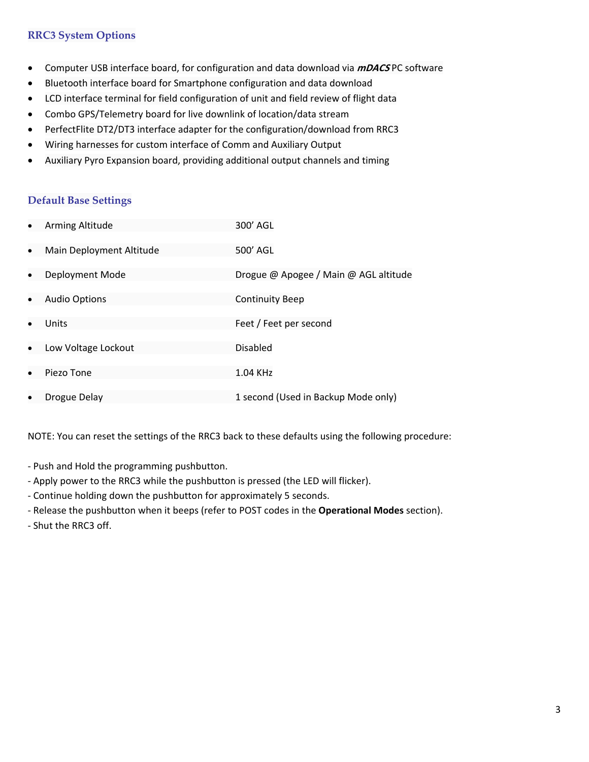## RRC3 System Options

- Computer USB interface board, for configuration and data download via ***mDACS*** PC software
- Bluetooth interface board for Smartphone configuration and data download
- LCD interface terminal for field configuration of unit and field review of flight data
- Combo GPS/Telemetry board for live downlink of location/data stream
- PerfectFlite DT2/DT3 interface adapter for the configuration/download from RRC3
- Wiring harnesses for custom interface of Comm and Auxiliary Output
- Auxiliary Pyro Expansion board, providing additional output channels and timing

## Default Base Settings

- Arming Altitude — 300’ AGL
- Main Deployment Altitude — 500’ AGL
- Deployment Mode — Drogue @ Apogee / Main @ AGL altitude
- Audio Options — Continuity Beep
- Units — Feet / Feet per second
- Low Voltage Lockout — Disabled
- Piezo Tone — 1.04 KHz
- Drogue Delay — 1 second (Used in Backup Mode only)

NOTE: You can reset the settings of the RRC3 back to these defaults using the following procedure:

- Push and Hold the programming pushbutton.
- Apply power to the RRC3 while the pushbutton is pressed (the LED will flicker).
- Continue holding down the pushbutton for approximately 5 seconds.
- Release the pushbutton when it beeps (refer to POST codes in the **Operational Modes** section).
- Shut the RRC3 off.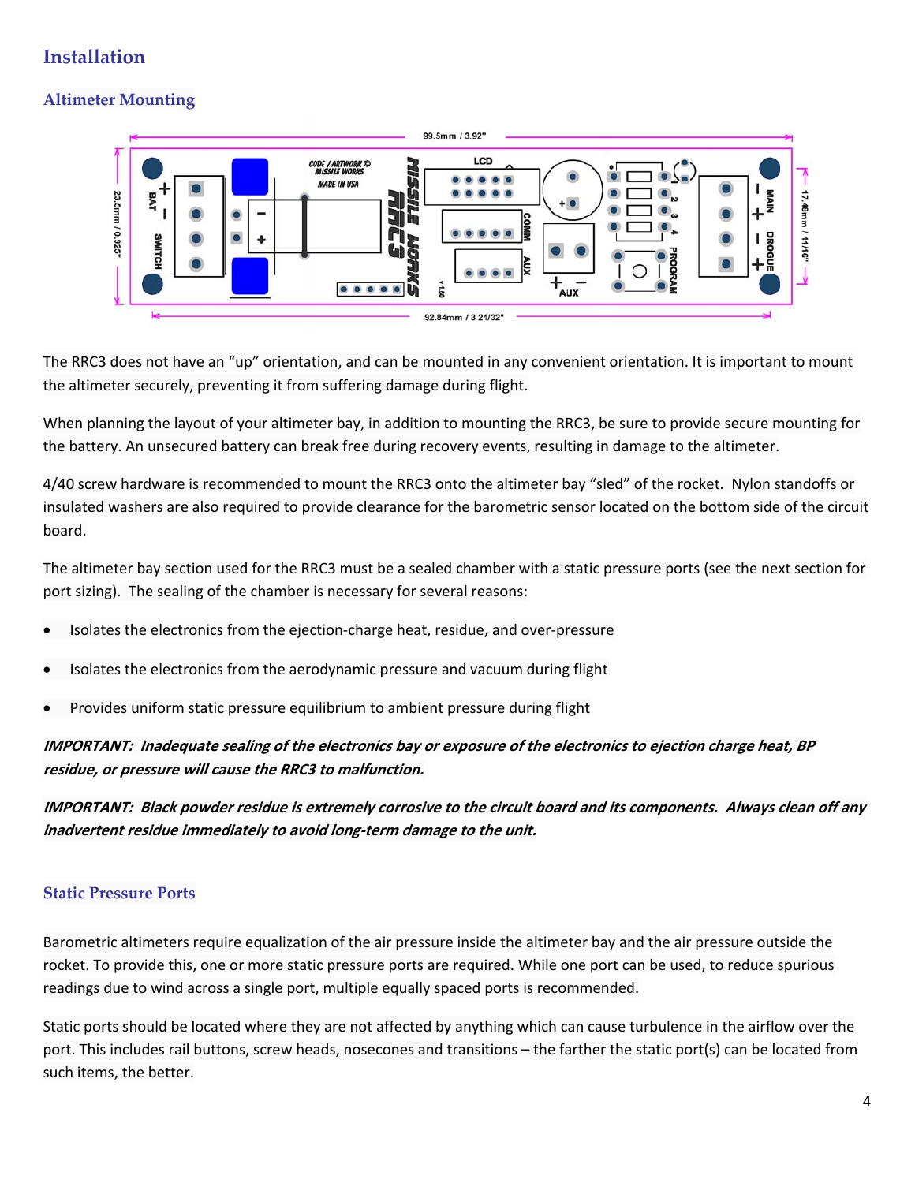## Installation

### Altimeter Mounting

The RRC3 does not have an “up” orientation, and can be mounted in any convenient orientation. It is important to mount the altimeter securely, preventing it from suffering damage during flight.

When planning the layout of your altimeter bay, in addition to mounting the RRC3, be sure to provide secure mounting for the battery. An unsecured battery can break free during recovery events, resulting in damage to the altimeter.

4/40 screw hardware is recommended to mount the RRC3 onto the altimeter bay “sled” of the rocket. Nylon standoffs or insulated washers are also required to provide clearance for the barometric sensor located on the bottom side of the circuit board.

The altimeter bay section used for the RRC3 must be a sealed chamber with a static pressure ports (see the next section for port sizing). The sealing of the chamber is necessary for several reasons:

- Isolates the electronics from the ejection-charge heat, residue, and over-pressure
- Isolates the electronics from the aerodynamic pressure and vacuum during flight
- Provides uniform static pressure equilibrium to ambient pressure during flight

***IMPORTANT: Inadequate sealing of the electronics bay or exposure of the electronics to ejection charge heat, BP residue, or pressure will cause the RRC3 to malfunction.***

***IMPORTANT: Black powder residue is extremely corrosive to the circuit board and its components. Always clean off any inadvertent residue immediately to avoid long-term damage to the unit.***

### Static Pressure Ports

Barometric altimeters require equalization of the air pressure inside the altimeter bay and the air pressure outside the rocket. To provide this, one or more static pressure ports are required. While one port can be used, to reduce spurious readings due to wind across a single port, multiple equally spaced ports is recommended.

Static ports should be located where they are not affected by anything which can cause turbulence in the airflow over the port. This includes rail buttons, screw heads, nosecones and transitions – the farther the static port(s) can be located from such items, the better.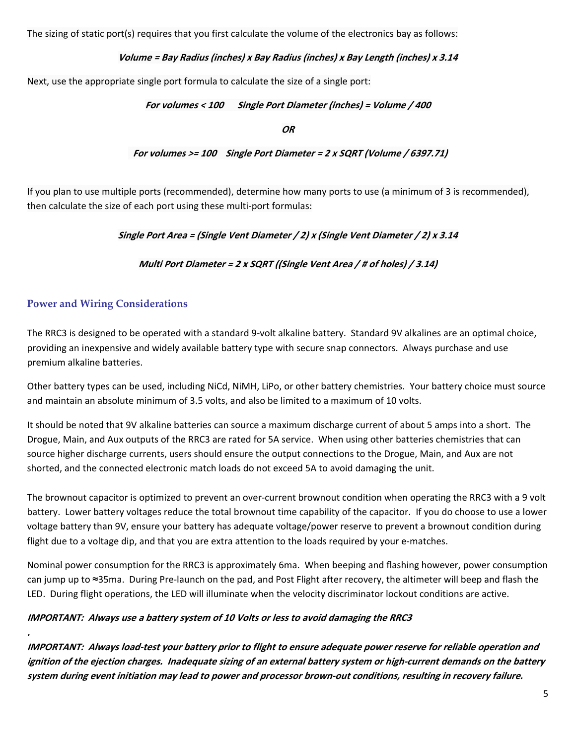The sizing of static port(s) requires that you first calculate the volume of the electronics bay as follows:

***Volume = Bay Radius (inches) x Bay Radius (inches) x Bay Length (inches) x 3.14***

Next, use the appropriate single port formula to calculate the size of a single port:

***For volumes < 100     Single Port Diameter (inches) = Volume / 400***

***OR***

***For volumes >= 100    Single Port Diameter = 2 x SQRT (Volume / 6397.71)***

If you plan to use multiple ports (recommended), determine how many ports to use (a minimum of 3 is recommended), then calculate the size of each port using these multi-port formulas:

***Single Port Area = (Single Vent Diameter / 2) x (Single Vent Diameter / 2) x 3.14***

***Multi Port Diameter = 2 x SQRT ((Single Vent Area / # of holes) / 3.14)***

## Power and Wiring Considerations

The RRC3 is designed to be operated with a standard 9-volt alkaline battery. Standard 9V alkalines are an optimal choice, providing an inexpensive and widely available battery type with secure snap connectors. Always purchase and use premium alkaline batteries.

Other battery types can be used, including NiCd, NiMH, LiPo, or other battery chemistries. Your battery choice must source and maintain an absolute minimum of 3.5 volts, and also be limited to a maximum of 10 volts.

It should be noted that 9V alkaline batteries can source a maximum discharge current of about 5 amps into a short. The Drogue, Main, and Aux outputs of the RRC3 are rated for 5A service. When using other batteries chemistries that can source higher discharge currents, users should ensure the output connections to the Drogue, Main, and Aux are not shorted, and the connected electronic match loads do not exceed 5A to avoid damaging the unit.

The brownout capacitor is optimized to prevent an over-current brownout condition when operating the RRC3 with a 9 volt battery. Lower battery voltages reduce the total brownout time capability of the capacitor. If you do choose to use a lower voltage battery than 9V, ensure your battery has adequate voltage/power reserve to prevent a brownout condition during flight due to a voltage dip, and that you are extra attention to the loads required by your e-matches.

Nominal power consumption for the RRC3 is approximately 6ma. When beeping and flashing however, power consumption can jump up to ≈35ma. During Pre-launch on the pad, and Post Flight after recovery, the altimeter will beep and flash the LED. During flight operations, the LED will illuminate when the velocity discriminator lockout conditions are active.

***IMPORTANT: Always use a battery system of 10 Volts or less to avoid damaging the RRC3***

***.***

***IMPORTANT: Always load-test your battery prior to flight to ensure adequate power reserve for reliable operation and ignition of the ejection charges. Inadequate sizing of an external battery system or high-current demands on the battery system during event initiation may lead to power and processor brown-out conditions, resulting in recovery failure.***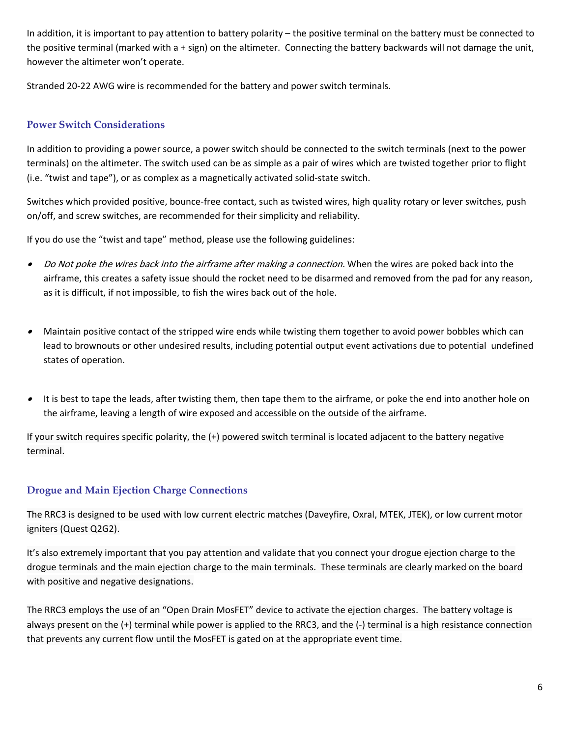In addition, it is important to pay attention to battery polarity – the positive terminal on the battery must be connected to the positive terminal (marked with a + sign) on the altimeter. Connecting the battery backwards will not damage the unit, however the altimeter won't operate.

Stranded 20-22 AWG wire is recommended for the battery and power switch terminals.

## Power Switch Considerations

In addition to providing a power source, a power switch should be connected to the switch terminals (next to the power terminals) on the altimeter. The switch used can be as simple as a pair of wires which are twisted together prior to flight (i.e. "twist and tape"), or as complex as a magnetically activated solid-state switch.

Switches which provided positive, bounce-free contact, such as twisted wires, high quality rotary or lever switches, push on/off, and screw switches, are recommended for their simplicity and reliability.

If you do use the "twist and tape" method, please use the following guidelines:

- *Do Not poke the wires back into the airframe after making a connection.* When the wires are poked back into the airframe, this creates a safety issue should the rocket need to be disarmed and removed from the pad for any reason, as it is difficult, if not impossible, to fish the wires back out of the hole.

- Maintain positive contact of the stripped wire ends while twisting them together to avoid power bobbles which can lead to brownouts or other undesired results, including potential output event activations due to potential undefined states of operation.

- It is best to tape the leads, after twisting them, then tape them to the airframe, or poke the end into another hole on the airframe, leaving a length of wire exposed and accessible on the outside of the airframe.

If your switch requires specific polarity, the (+) powered switch terminal is located adjacent to the battery negative terminal.

## Drogue and Main Ejection Charge Connections

The RRC3 is designed to be used with low current electric matches (Daveyfire, Oxral, MTEK, JTEK), or low current motor igniters (Quest Q2G2).

It's also extremely important that you pay attention and validate that you connect your drogue ejection charge to the drogue terminals and the main ejection charge to the main terminals. These terminals are clearly marked on the board with positive and negative designations.

The RRC3 employs the use of an "Open Drain MosFET" device to activate the ejection charges. The battery voltage is always present on the (+) terminal while power is applied to the RRC3, and the (-) terminal is a high resistance connection that prevents any current flow until the MosFET is gated on at the appropriate event time.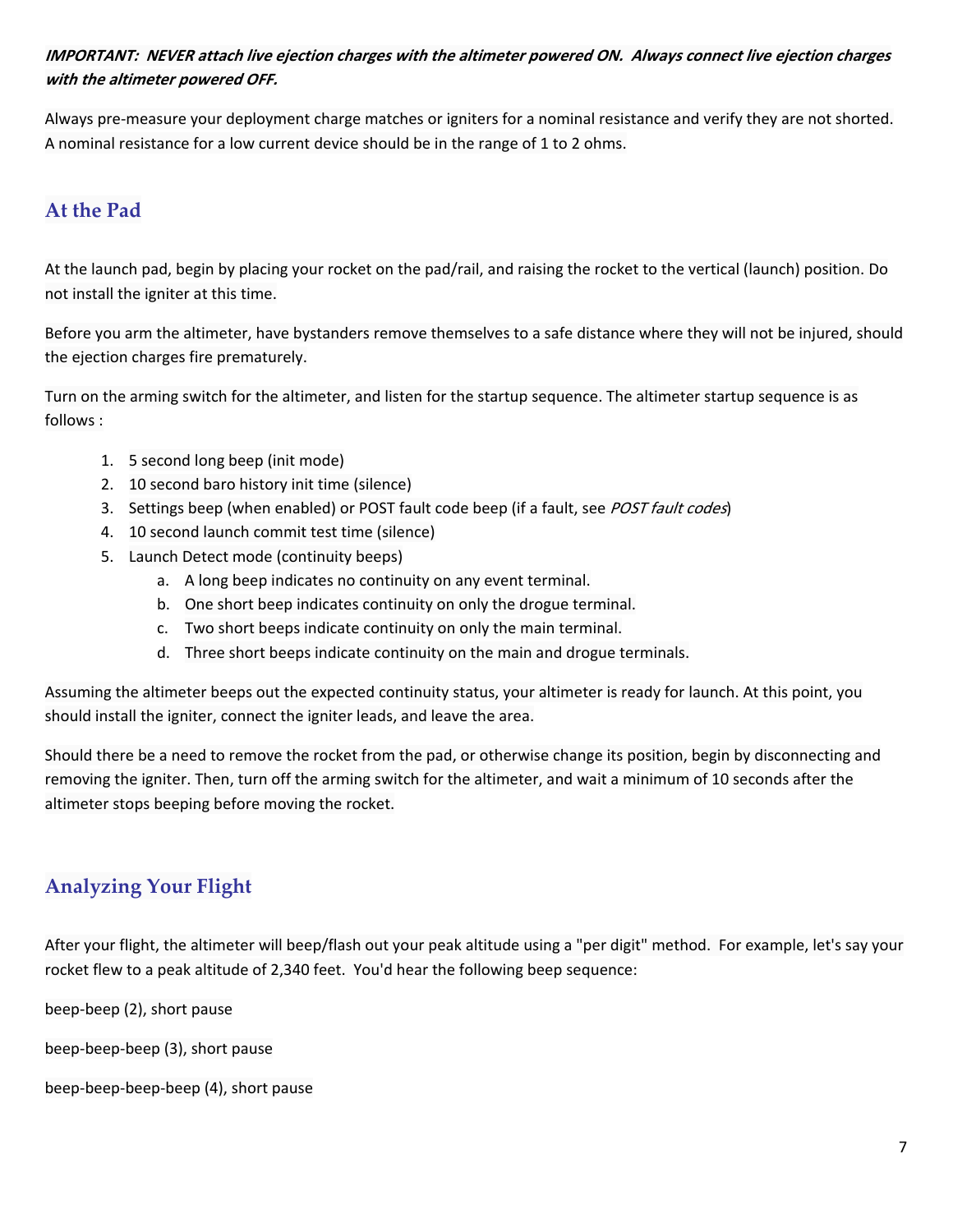***IMPORTANT: NEVER attach live ejection charges with the altimeter powered ON. Always connect live ejection charges with the altimeter powered OFF.***

Always pre-measure your deployment charge matches or igniters for a nominal resistance and verify they are not shorted. A nominal resistance for a low current device should be in the range of 1 to 2 ohms.

## At the Pad

At the launch pad, begin by placing your rocket on the pad/rail, and raising the rocket to the vertical (launch) position. Do not install the igniter at this time.

Before you arm the altimeter, have bystanders remove themselves to a safe distance where they will not be injured, should the ejection charges fire prematurely.

Turn on the arming switch for the altimeter, and listen for the startup sequence. The altimeter startup sequence is as follows :

1. 5 second long beep (init mode)
2. 10 second baro history init time (silence)
3. Settings beep (when enabled) or POST fault code beep (if a fault, see *POST fault codes*)
4. 10 second launch commit test time (silence)
5. Launch Detect mode (continuity beeps)
   a. A long beep indicates no continuity on any event terminal.
   b. One short beep indicates continuity on only the drogue terminal.
   c. Two short beeps indicate continuity on only the main terminal.
   d. Three short beeps indicate continuity on the main and drogue terminals.

Assuming the altimeter beeps out the expected continuity status, your altimeter is ready for launch. At this point, you should install the igniter, connect the igniter leads, and leave the area.

Should there be a need to remove the rocket from the pad, or otherwise change its position, begin by disconnecting and removing the igniter. Then, turn off the arming switch for the altimeter, and wait a minimum of 10 seconds after the altimeter stops beeping before moving the rocket.

## Analyzing Your Flight

After your flight, the altimeter will beep/flash out your peak altitude using a "per digit" method. For example, let's say your rocket flew to a peak altitude of 2,340 feet. You'd hear the following beep sequence:

beep-beep (2), short pause

beep-beep-beep (3), short pause

beep-beep-beep-beep (4), short pause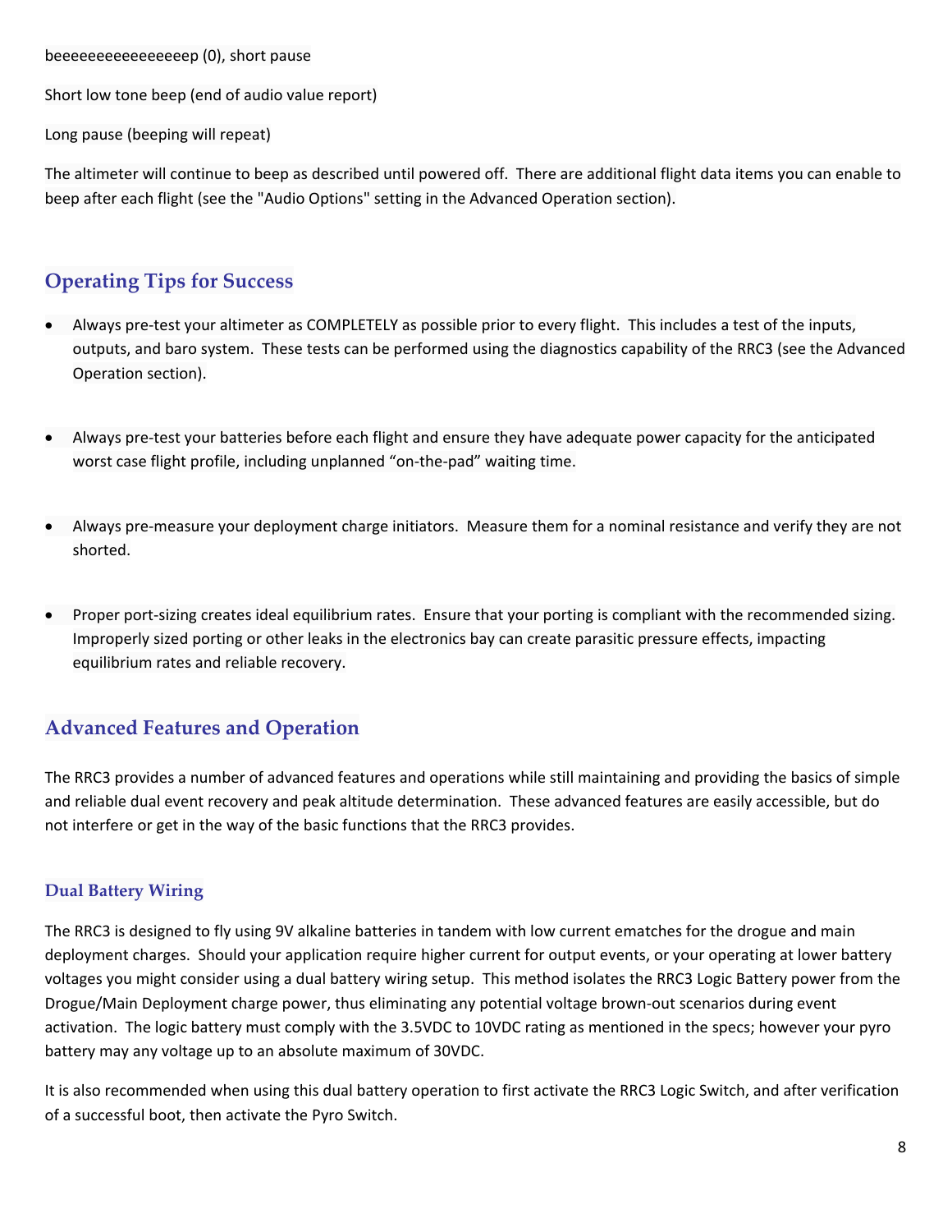beeeeeeeeeeeeeeeep (0), short pause

Short low tone beep (end of audio value report)

Long pause (beeping will repeat)

The altimeter will continue to beep as described until powered off. There are additional flight data items you can enable to beep after each flight (see the "Audio Options" setting in the Advanced Operation section).

## Operating Tips for Success

- Always pre-test your altimeter as COMPLETELY as possible prior to every flight. This includes a test of the inputs, outputs, and baro system. These tests can be performed using the diagnostics capability of the RRC3 (see the Advanced Operation section).

- Always pre-test your batteries before each flight and ensure they have adequate power capacity for the anticipated worst case flight profile, including unplanned “on-the-pad” waiting time.

- Always pre-measure your deployment charge initiators. Measure them for a nominal resistance and verify they are not shorted.

- Proper port-sizing creates ideal equilibrium rates. Ensure that your porting is compliant with the recommended sizing. Improperly sized porting or other leaks in the electronics bay can create parasitic pressure effects, impacting equilibrium rates and reliable recovery.

## Advanced Features and Operation

The RRC3 provides a number of advanced features and operations while still maintaining and providing the basics of simple and reliable dual event recovery and peak altitude determination. These advanced features are easily accessible, but do not interfere or get in the way of the basic functions that the RRC3 provides.

### Dual Battery Wiring

The RRC3 is designed to fly using 9V alkaline batteries in tandem with low current ematches for the drogue and main deployment charges. Should your application require higher current for output events, or your operating at lower battery voltages you might consider using a dual battery wiring setup. This method isolates the RRC3 Logic Battery power from the Drogue/Main Deployment charge power, thus eliminating any potential voltage brown-out scenarios during event activation. The logic battery must comply with the 3.5VDC to 10VDC rating as mentioned in the specs; however your pyro battery may any voltage up to an absolute maximum of 30VDC.

It is also recommended when using this dual battery operation to first activate the RRC3 Logic Switch, and after verification of a successful boot, then activate the Pyro Switch.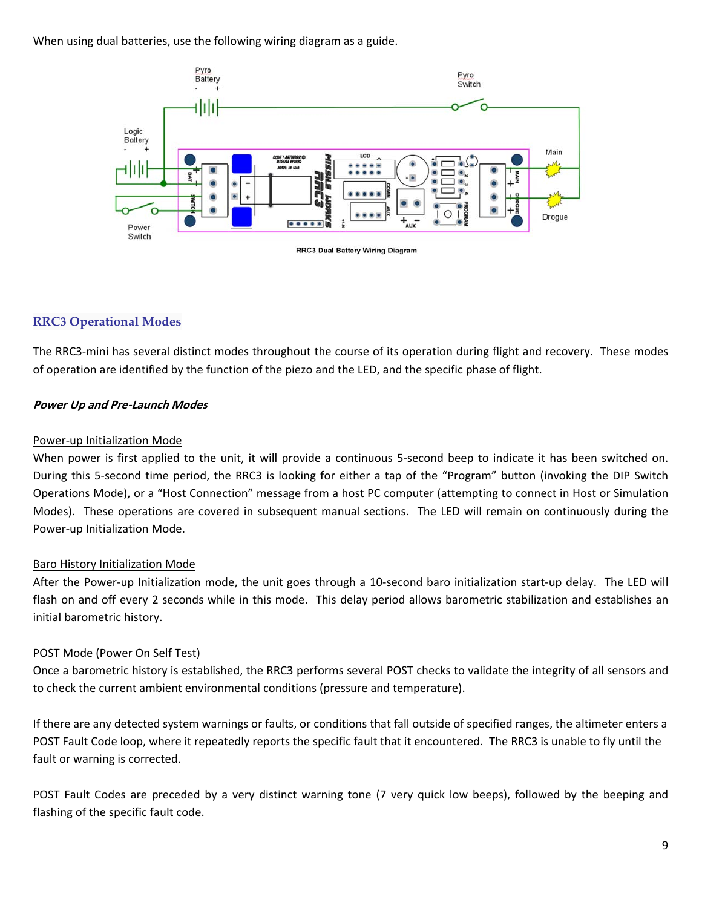When using dual batteries, use the following wiring diagram as a guide.

RRC3 Dual Battery Wiring Diagram

## RRC3 Operational Modes

The RRC3-mini has several distinct modes throughout the course of its operation during flight and recovery. These modes of operation are identified by the function of the piezo and the LED, and the specific phase of flight.

***Power Up and Pre-Launch Modes***

Power-up Initialization Mode

When power is first applied to the unit, it will provide a continuous 5-second beep to indicate it has been switched on. During this 5-second time period, the RRC3 is looking for either a tap of the "Program" button (invoking the DIP Switch Operations Mode), or a "Host Connection" message from a host PC computer (attempting to connect in Host or Simulation Modes). These operations are covered in subsequent manual sections. The LED will remain on continuously during the Power-up Initialization Mode.

Baro History Initialization Mode

After the Power-up Initialization mode, the unit goes through a 10-second baro initialization start-up delay. The LED will flash on and off every 2 seconds while in this mode. This delay period allows barometric stabilization and establishes an initial barometric history.

POST Mode (Power On Self Test)

Once a barometric history is established, the RRC3 performs several POST checks to validate the integrity of all sensors and to check the current ambient environmental conditions (pressure and temperature).

If there are any detected system warnings or faults, or conditions that fall outside of specified ranges, the altimeter enters a POST Fault Code loop, where it repeatedly reports the specific fault that it encountered. The RRC3 is unable to fly until the fault or warning is corrected.

POST Fault Codes are preceded by a very distinct warning tone (7 very quick low beeps), followed by the beeping and flashing of the specific fault code.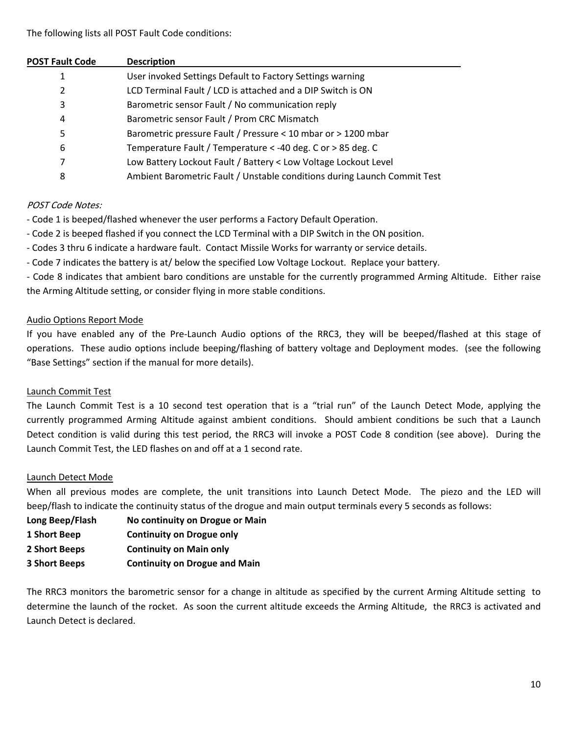The following lists all POST Fault Code conditions:

| POST Fault Code | Description |
|---|---|
| 1 | User invoked Settings Default to Factory Settings warning |
| 2 | LCD Terminal Fault / LCD is attached and a DIP Switch is ON |
| 3 | Barometric sensor Fault / No communication reply |
| 4 | Barometric sensor Fault / Prom CRC Mismatch |
| 5 | Barometric pressure Fault / Pressure < 10 mbar or > 1200 mbar |
| 6 | Temperature Fault / Temperature < -40 deg. C or > 85 deg. C |
| 7 | Low Battery Lockout Fault / Battery < Low Voltage Lockout Level |
| 8 | Ambient Barometric Fault / Unstable conditions during Launch Commit Test |

*POST Code Notes:*

- Code 1 is beeped/flashed whenever the user performs a Factory Default Operation.
- Code 2 is beeped flashed if you connect the LCD Terminal with a DIP Switch in the ON position.
- Codes 3 thru 6 indicate a hardware fault. Contact Missile Works for warranty or service details.
- Code 7 indicates the battery is at/ below the specified Low Voltage Lockout. Replace your battery.
- Code 8 indicates that ambient baro conditions are unstable for the currently programmed Arming Altitude. Either raise the Arming Altitude setting, or consider flying in more stable conditions.

Audio Options Report Mode

If you have enabled any of the Pre-Launch Audio options of the RRC3, they will be beeped/flashed at this stage of operations. These audio options include beeping/flashing of battery voltage and Deployment modes. (see the following "Base Settings" section if the manual for more details).

Launch Commit Test

The Launch Commit Test is a 10 second test operation that is a "trial run" of the Launch Detect Mode, applying the currently programmed Arming Altitude against ambient conditions. Should ambient conditions be such that a Launch Detect condition is valid during this test period, the RRC3 will invoke a POST Code 8 condition (see above). During the Launch Commit Test, the LED flashes on and off at a 1 second rate.

Launch Detect Mode

When all previous modes are complete, the unit transitions into Launch Detect Mode. The piezo and the LED will beep/flash to indicate the continuity status of the drogue and main output terminals every 5 seconds as follows:

| | |
|---|---|
| **Long Beep/Flash** | **No continuity on Drogue or Main** |
| **1 Short Beep** | **Continuity on Drogue only** |
| **2 Short Beeps** | **Continuity on Main only** |
| **3 Short Beeps** | **Continuity on Drogue and Main** |

The RRC3 monitors the barometric sensor for a change in altitude as specified by the current Arming Altitude setting to determine the launch of the rocket. As soon the current altitude exceeds the Arming Altitude, the RRC3 is activated and Launch Detect is declared.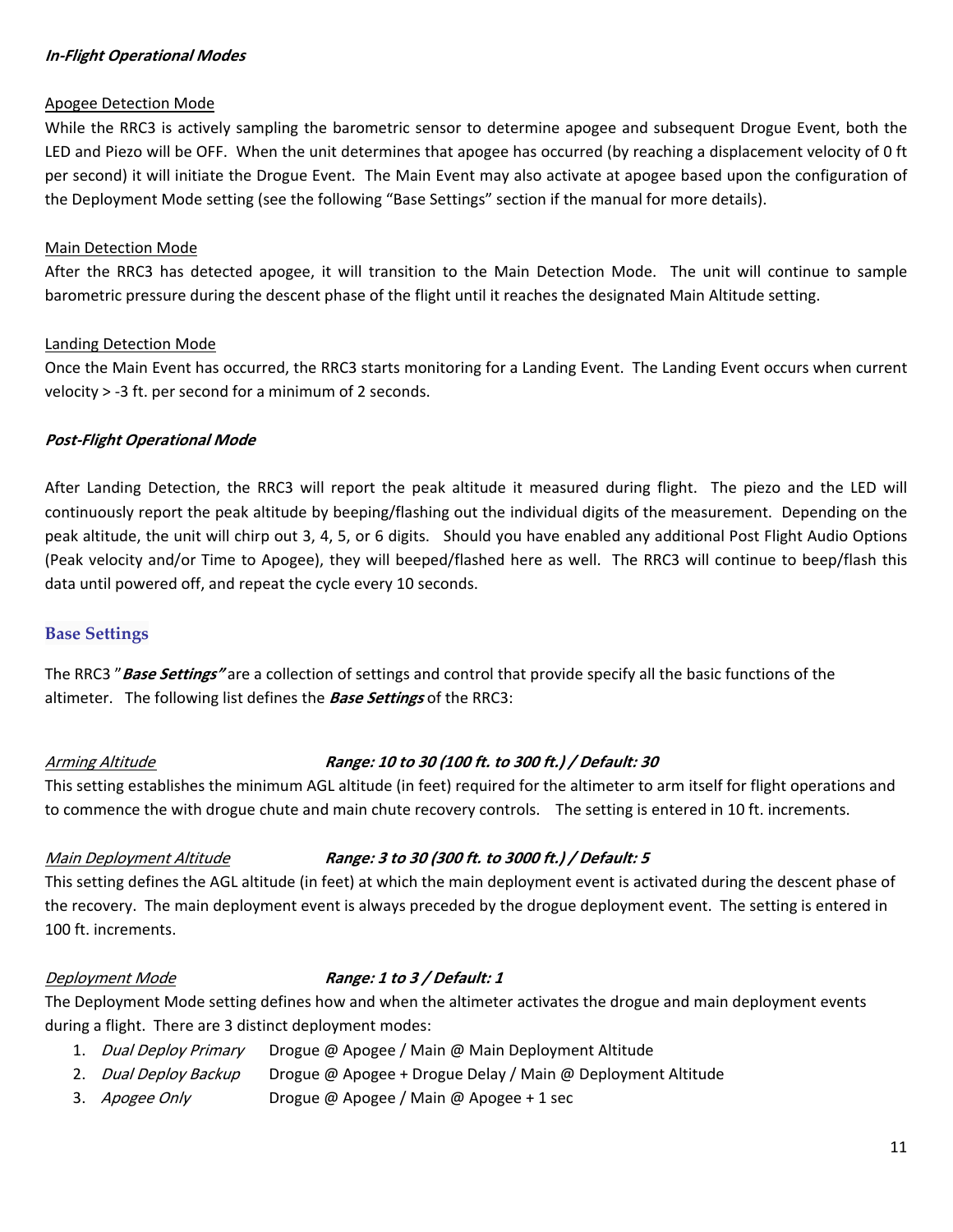***In-Flight Operational Modes***

Apogee Detection Mode

While the RRC3 is actively sampling the barometric sensor to determine apogee and subsequent Drogue Event, both the LED and Piezo will be OFF. When the unit determines that apogee has occurred (by reaching a displacement velocity of 0 ft per second) it will initiate the Drogue Event. The Main Event may also activate at apogee based upon the configuration of the Deployment Mode setting (see the following "Base Settings" section if the manual for more details).

Main Detection Mode

After the RRC3 has detected apogee, it will transition to the Main Detection Mode. The unit will continue to sample barometric pressure during the descent phase of the flight until it reaches the designated Main Altitude setting.

Landing Detection Mode

Once the Main Event has occurred, the RRC3 starts monitoring for a Landing Event. The Landing Event occurs when current velocity > -3 ft. per second for a minimum of 2 seconds.

***Post-Flight Operational Mode***

After Landing Detection, the RRC3 will report the peak altitude it measured during flight. The piezo and the LED will continuously report the peak altitude by beeping/flashing out the individual digits of the measurement. Depending on the peak altitude, the unit will chirp out 3, 4, 5, or 6 digits. Should you have enabled any additional Post Flight Audio Options (Peak velocity and/or Time to Apogee), they will beeped/flashed here as well. The RRC3 will continue to beep/flash this data until powered off, and repeat the cycle every 10 seconds.

## Base Settings

The RRC3 "***Base Settings"*** are a collection of settings and control that provide specify all the basic functions of the altimeter. The following list defines the ***Base Settings*** of the RRC3:

*Arming Altitude* **Range: 10 to 30 (100 ft. to 300 ft.) / Default: 30**

This setting establishes the minimum AGL altitude (in feet) required for the altimeter to arm itself for flight operations and to commence the with drogue chute and main chute recovery controls. The setting is entered in 10 ft. increments.

*Main Deployment Altitude* **Range: 3 to 30 (300 ft. to 3000 ft.) / Default: 5**

This setting defines the AGL altitude (in feet) at which the main deployment event is activated during the descent phase of the recovery. The main deployment event is always preceded by the drogue deployment event. The setting is entered in 100 ft. increments.

*Deployment Mode* **Range: 1 to 3 / Default: 1**

The Deployment Mode setting defines how and when the altimeter activates the drogue and main deployment events during a flight. There are 3 distinct deployment modes:

1. *Dual Deploy Primary* Drogue @ Apogee / Main @ Main Deployment Altitude
2. *Dual Deploy Backup* Drogue @ Apogee + Drogue Delay / Main @ Deployment Altitude
3. *Apogee Only* Drogue @ Apogee / Main @ Apogee + 1 sec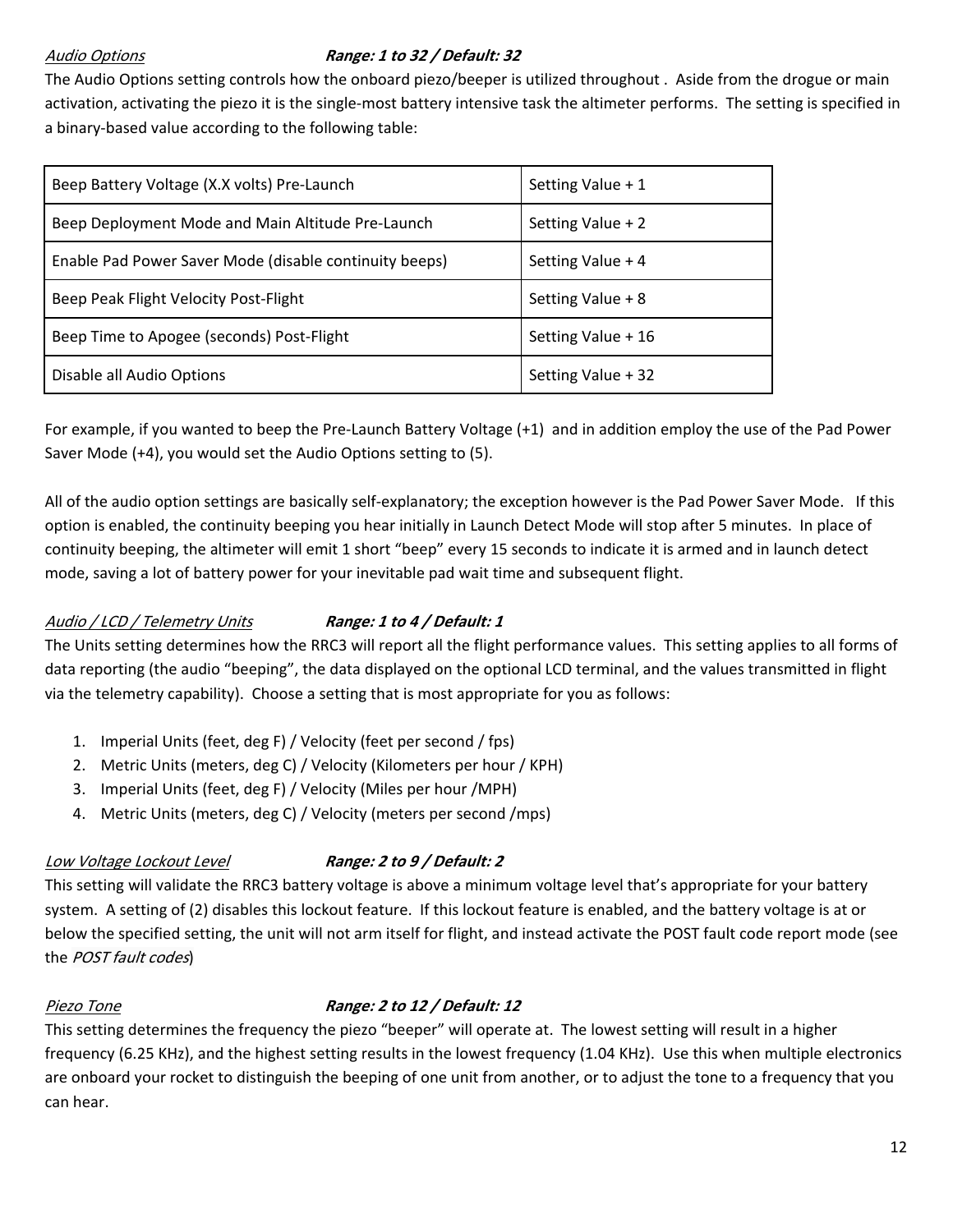*Audio Options* **Range: 1 to 32 / Default: 32**

The Audio Options setting controls how the onboard piezo/beeper is utilized throughout . Aside from the drogue or main activation, activating the piezo it is the single-most battery intensive task the altimeter performs. The setting is specified in a binary-based value according to the following table:

| | |
|---|---|
| Beep Battery Voltage (X.X volts) Pre-Launch | Setting Value + 1 |
| Beep Deployment Mode and Main Altitude Pre-Launch | Setting Value + 2 |
| Enable Pad Power Saver Mode (disable continuity beeps) | Setting Value + 4 |
| Beep Peak Flight Velocity Post-Flight | Setting Value + 8 |
| Beep Time to Apogee (seconds) Post-Flight | Setting Value + 16 |
| Disable all Audio Options | Setting Value + 32 |

For example, if you wanted to beep the Pre-Launch Battery Voltage (+1) and in addition employ the use of the Pad Power Saver Mode (+4), you would set the Audio Options setting to (5).

All of the audio option settings are basically self-explanatory; the exception however is the Pad Power Saver Mode. If this option is enabled, the continuity beeping you hear initially in Launch Detect Mode will stop after 5 minutes. In place of continuity beeping, the altimeter will emit 1 short "beep" every 15 seconds to indicate it is armed and in launch detect mode, saving a lot of battery power for your inevitable pad wait time and subsequent flight.

*Audio / LCD / Telemetry Units* **Range: 1 to 4 / Default: 1**

The Units setting determines how the RRC3 will report all the flight performance values. This setting applies to all forms of data reporting (the audio "beeping", the data displayed on the optional LCD terminal, and the values transmitted in flight via the telemetry capability). Choose a setting that is most appropriate for you as follows:

1. Imperial Units (feet, deg F) / Velocity (feet per second / fps)
2. Metric Units (meters, deg C) / Velocity (Kilometers per hour / KPH)
3. Imperial Units (feet, deg F) / Velocity (Miles per hour /MPH)
4. Metric Units (meters, deg C) / Velocity (meters per second /mps)

*Low Voltage Lockout Level* **Range: 2 to 9 / Default: 2**

This setting will validate the RRC3 battery voltage is above a minimum voltage level that's appropriate for your battery system. A setting of (2) disables this lockout feature. If this lockout feature is enabled, and the battery voltage is at or below the specified setting, the unit will not arm itself for flight, and instead activate the POST fault code report mode (see the *POST fault codes*)

*Piezo Tone* **Range: 2 to 12 / Default: 12**

This setting determines the frequency the piezo "beeper" will operate at. The lowest setting will result in a higher frequency (6.25 KHz), and the highest setting results in the lowest frequency (1.04 KHz). Use this when multiple electronics are onboard your rocket to distinguish the beeping of one unit from another, or to adjust the tone to a frequency that you can hear.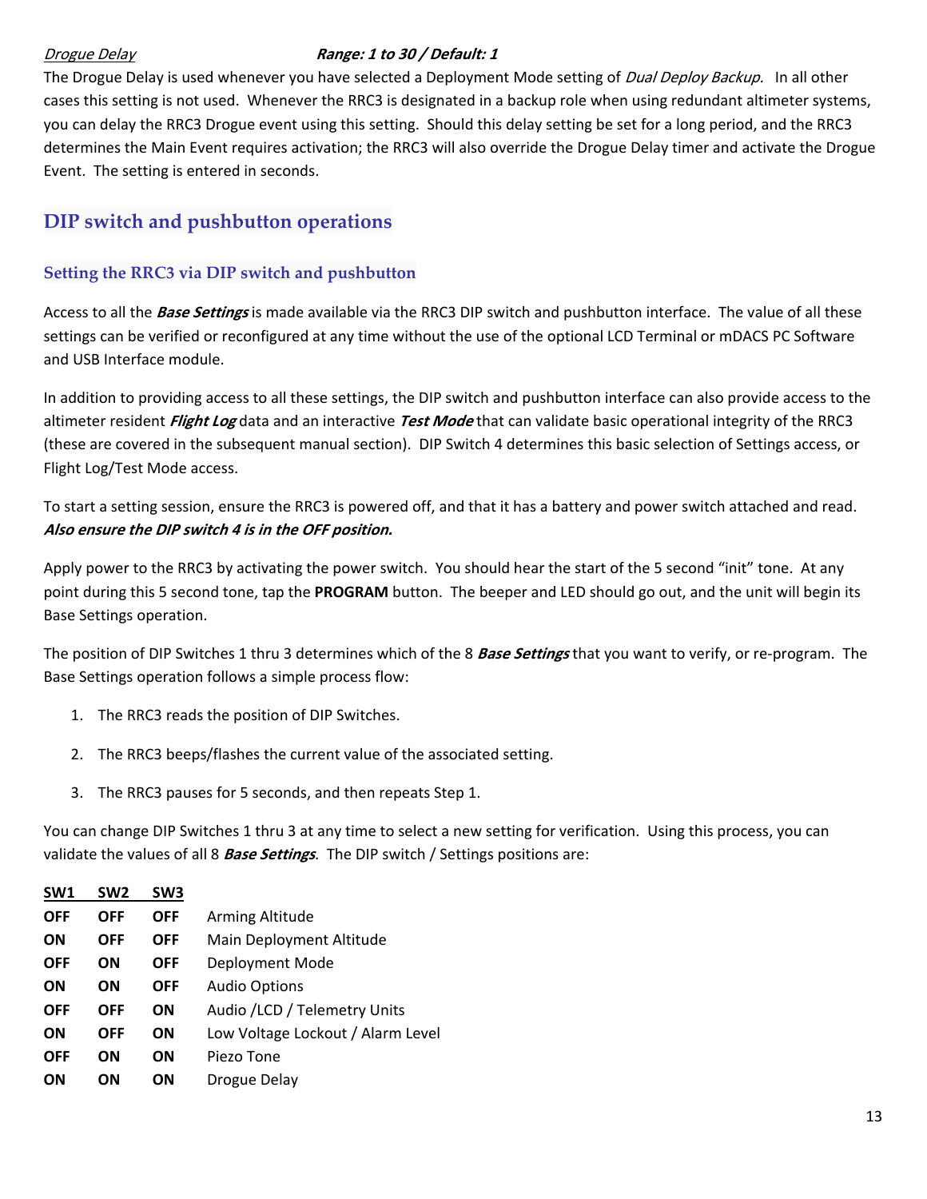*Drogue Delay* **Range: 1 to 30 / Default: 1**

The Drogue Delay is used whenever you have selected a Deployment Mode setting of *Dual Deploy Backup.* In all other cases this setting is not used. Whenever the RRC3 is designated in a backup role when using redundant altimeter systems, you can delay the RRC3 Drogue event using this setting. Should this delay setting be set for a long period, and the RRC3 determines the Main Event requires activation; the RRC3 will also override the Drogue Delay timer and activate the Drogue Event. The setting is entered in seconds.

## DIP switch and pushbutton operations

### Setting the RRC3 via DIP switch and pushbutton

Access to all the ***Base Settings*** is made available via the RRC3 DIP switch and pushbutton interface. The value of all these settings can be verified or reconfigured at any time without the use of the optional LCD Terminal or mDACS PC Software and USB Interface module.

In addition to providing access to all these settings, the DIP switch and pushbutton interface can also provide access to the altimeter resident ***Flight Log*** data and an interactive ***Test Mode*** that can validate basic operational integrity of the RRC3 (these are covered in the subsequent manual section). DIP Switch 4 determines this basic selection of Settings access, or Flight Log/Test Mode access.

To start a setting session, ensure the RRC3 is powered off, and that it has a battery and power switch attached and read. ***Also ensure the DIP switch 4 is in the OFF position.***

Apply power to the RRC3 by activating the power switch. You should hear the start of the 5 second "init" tone. At any point during this 5 second tone, tap the **PROGRAM** button. The beeper and LED should go out, and the unit will begin its Base Settings operation.

The position of DIP Switches 1 thru 3 determines which of the 8 ***Base Settings*** that you want to verify, or re-program. The Base Settings operation follows a simple process flow:

1. The RRC3 reads the position of DIP Switches.
2. The RRC3 beeps/flashes the current value of the associated setting.
3. The RRC3 pauses for 5 seconds, and then repeats Step 1.

You can change DIP Switches 1 thru 3 at any time to select a new setting for verification. Using this process, you can validate the values of all 8 ***Base Settings***. The DIP switch / Settings positions are:

| SW1 | SW2 | SW3 | |
|---|---|---|---|
| **OFF** | **OFF** | **OFF** | Arming Altitude |
| **ON** | **OFF** | **OFF** | Main Deployment Altitude |
| **OFF** | **ON** | **OFF** | Deployment Mode |
| **ON** | **ON** | **OFF** | Audio Options |
| **OFF** | **OFF** | **ON** | Audio /LCD / Telemetry Units |
| **ON** | **OFF** | **ON** | Low Voltage Lockout / Alarm Level |
| **OFF** | **ON** | **ON** | Piezo Tone |
| **ON** | **ON** | **ON** | Drogue Delay |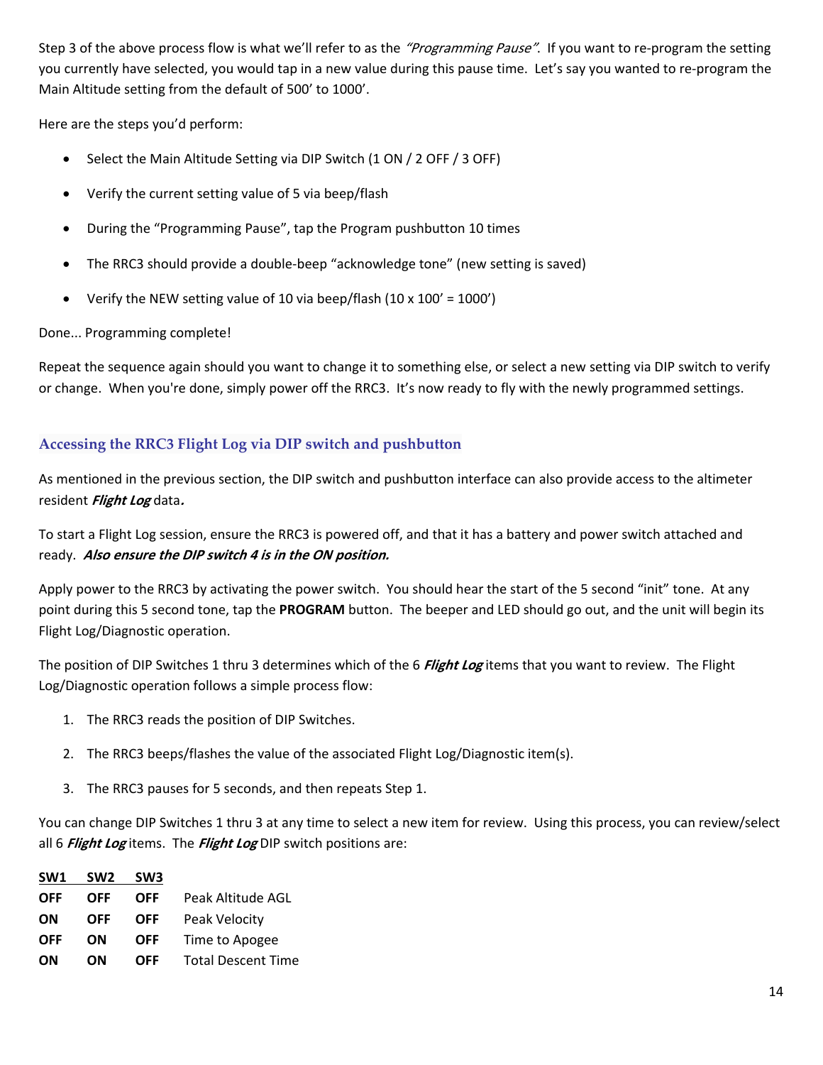Step 3 of the above process flow is what we'll refer to as the *"Programming Pause"*. If you want to re-program the setting you currently have selected, you would tap in a new value during this pause time. Let's say you wanted to re-program the Main Altitude setting from the default of 500' to 1000'.

Here are the steps you'd perform:

- Select the Main Altitude Setting via DIP Switch (1 ON / 2 OFF / 3 OFF)
- Verify the current setting value of 5 via beep/flash
- During the "Programming Pause", tap the Program pushbutton 10 times
- The RRC3 should provide a double-beep "acknowledge tone" (new setting is saved)
- Verify the NEW setting value of 10 via beep/flash (10 x 100' = 1000')

Done... Programming complete!

Repeat the sequence again should you want to change it to something else, or select a new setting via DIP switch to verify or change. When you're done, simply power off the RRC3. It's now ready to fly with the newly programmed settings.

## Accessing the RRC3 Flight Log via DIP switch and pushbutton

As mentioned in the previous section, the DIP switch and pushbutton interface can also provide access to the altimeter resident ***Flight Log*** data**.**

To start a Flight Log session, ensure the RRC3 is powered off, and that it has a battery and power switch attached and ready. ***Also ensure the DIP switch 4 is in the ON position.***

Apply power to the RRC3 by activating the power switch. You should hear the start of the 5 second "init" tone. At any point during this 5 second tone, tap the **PROGRAM** button. The beeper and LED should go out, and the unit will begin its Flight Log/Diagnostic operation.

The position of DIP Switches 1 thru 3 determines which of the 6 ***Flight Log*** items that you want to review. The Flight Log/Diagnostic operation follows a simple process flow:

1. The RRC3 reads the position of DIP Switches.
2. The RRC3 beeps/flashes the value of the associated Flight Log/Diagnostic item(s).
3. The RRC3 pauses for 5 seconds, and then repeats Step 1.

You can change DIP Switches 1 thru 3 at any time to select a new item for review. Using this process, you can review/select all 6 ***Flight Log*** items. The ***Flight Log*** DIP switch positions are:

| SW1 | SW2 | SW3 | |
|---|---|---|---|
| **OFF** | **OFF** | **OFF** | Peak Altitude AGL |
| **ON** | **OFF** | **OFF** | Peak Velocity |
| **OFF** | **ON** | **OFF** | Time to Apogee |
| **ON** | **ON** | **OFF** | Total Descent Time |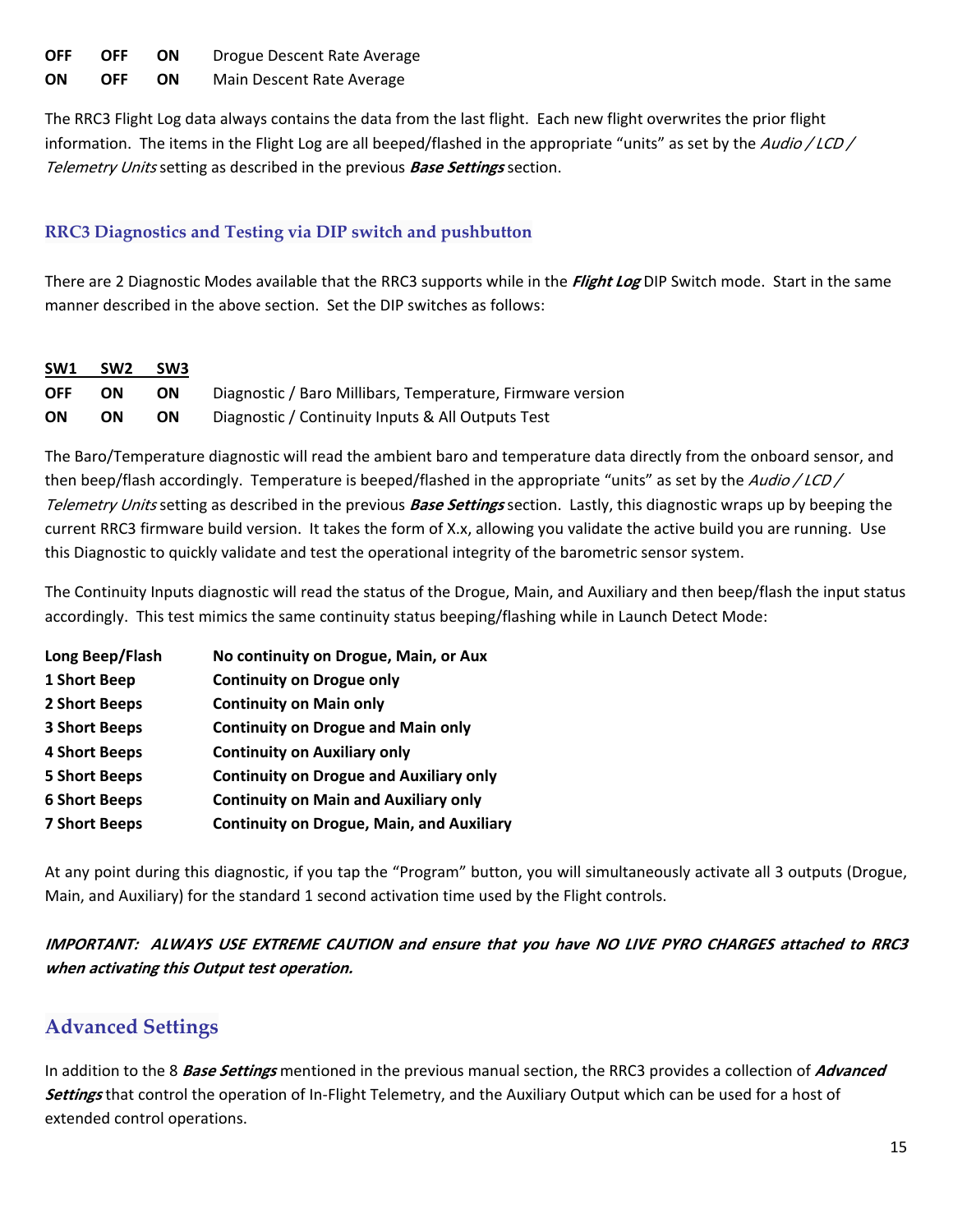| | | | |
|---|---|---|---|
| **OFF** | **OFF** | **ON** | Drogue Descent Rate Average |
| **ON** | **OFF** | **ON** | Main Descent Rate Average |

The RRC3 Flight Log data always contains the data from the last flight. Each new flight overwrites the prior flight information. The items in the Flight Log are all beeped/flashed in the appropriate "units" as set by the *Audio / LCD / Telemetry Units* setting as described in the previous ***Base Settings*** section.

### RRC3 Diagnostics and Testing via DIP switch and pushbutton

There are 2 Diagnostic Modes available that the RRC3 supports while in the ***Flight Log*** DIP Switch mode. Start in the same manner described in the above section. Set the DIP switches as follows:

| SW1 | SW2 | SW3 | |
|---|---|---|---|
| **OFF** | **ON** | **ON** | Diagnostic / Baro Millibars, Temperature, Firmware version |
| **ON** | **ON** | **ON** | Diagnostic / Continuity Inputs & All Outputs Test |

The Baro/Temperature diagnostic will read the ambient baro and temperature data directly from the onboard sensor, and then beep/flash accordingly. Temperature is beeped/flashed in the appropriate "units" as set by the *Audio / LCD / Telemetry Units* setting as described in the previous ***Base Settings*** section. Lastly, this diagnostic wraps up by beeping the current RRC3 firmware build version. It takes the form of X.x, allowing you validate the active build you are running. Use this Diagnostic to quickly validate and test the operational integrity of the barometric sensor system.

The Continuity Inputs diagnostic will read the status of the Drogue, Main, and Auxiliary and then beep/flash the input status accordingly. This test mimics the same continuity status beeping/flashing while in Launch Detect Mode:

| | |
|---|---|
| **Long Beep/Flash** | **No continuity on Drogue, Main, or Aux** |
| **1 Short Beep** | **Continuity on Drogue only** |
| **2 Short Beeps** | **Continuity on Main only** |
| **3 Short Beeps** | **Continuity on Drogue and Main only** |
| **4 Short Beeps** | **Continuity on Auxiliary only** |
| **5 Short Beeps** | **Continuity on Drogue and Auxiliary only** |
| **6 Short Beeps** | **Continuity on Main and Auxiliary only** |
| **7 Short Beeps** | **Continuity on Drogue, Main, and Auxiliary** |

At any point during this diagnostic, if you tap the "Program" button, you will simultaneously activate all 3 outputs (Drogue, Main, and Auxiliary) for the standard 1 second activation time used by the Flight controls.

***IMPORTANT: ALWAYS USE EXTREME CAUTION and ensure that you have NO LIVE PYRO CHARGES attached to RRC3 when activating this Output test operation.***

## Advanced Settings

In addition to the 8 ***Base Settings*** mentioned in the previous manual section, the RRC3 provides a collection of ***Advanced Settings*** that control the operation of In-Flight Telemetry, and the Auxiliary Output which can be used for a host of extended control operations.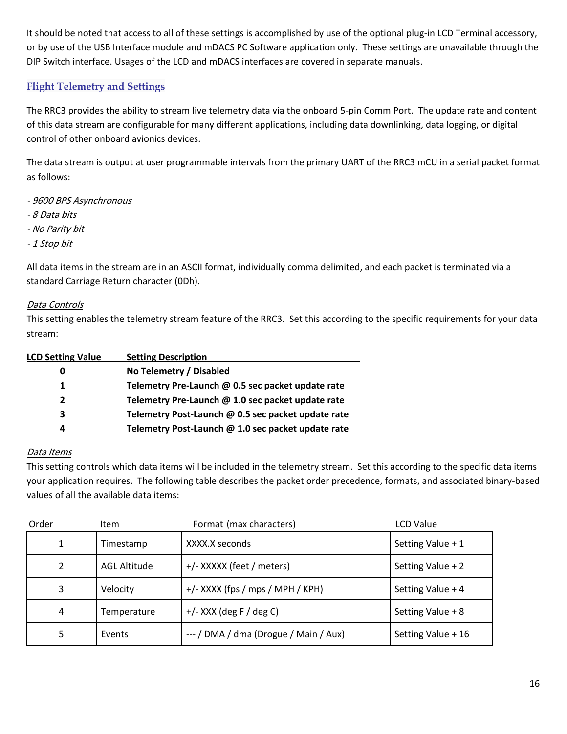It should be noted that access to all of these settings is accomplished by use of the optional plug-in LCD Terminal accessory, or by use of the USB Interface module and mDACS PC Software application only. These settings are unavailable through the DIP Switch interface. Usages of the LCD and mDACS interfaces are covered in separate manuals.

## Flight Telemetry and Settings

The RRC3 provides the ability to stream live telemetry data via the onboard 5-pin Comm Port. The update rate and content of this data stream are configurable for many different applications, including data downlinking, data logging, or digital control of other onboard avionics devices.

The data stream is output at user programmable intervals from the primary UART of the RRC3 mCU in a serial packet format as follows:

*- 9600 BPS Asynchronous*
*- 8 Data bits*
*- No Parity bit*
*- 1 Stop bit*

All data items in the stream are in an ASCII format, individually comma delimited, and each packet is terminated via a standard Carriage Return character (0Dh).

*Data Controls*
This setting enables the telemetry stream feature of the RRC3. Set this according to the specific requirements for your data stream:

| LCD Setting Value | Setting Description |
|---|---|
| **0** | **No Telemetry / Disabled** |
| **1** | **Telemetry Pre-Launch @ 0.5 sec packet update rate** |
| **2** | **Telemetry Pre-Launch @ 1.0 sec packet update rate** |
| **3** | **Telemetry Post-Launch @ 0.5 sec packet update rate** |
| **4** | **Telemetry Post-Launch @ 1.0 sec packet update rate** |

*Data Items*
This setting controls which data items will be included in the telemetry stream. Set this according to the specific data items your application requires. The following table describes the packet order precedence, formats, and associated binary-based values of all the available data items:

| Order | Item | Format (max characters) | LCD Value |
|---|---|---|---|
| 1 | Timestamp | XXXX.X seconds | Setting Value + 1 |
| 2 | AGL Altitude | +/- XXXXX (feet / meters) | Setting Value + 2 |
| 3 | Velocity | +/- XXXX (fps / mps / MPH / KPH) | Setting Value + 4 |
| 4 | Temperature | +/- XXX (deg F / deg C) | Setting Value + 8 |
| 5 | Events | --- / DMA / dma (Drogue / Main / Aux) | Setting Value + 16 |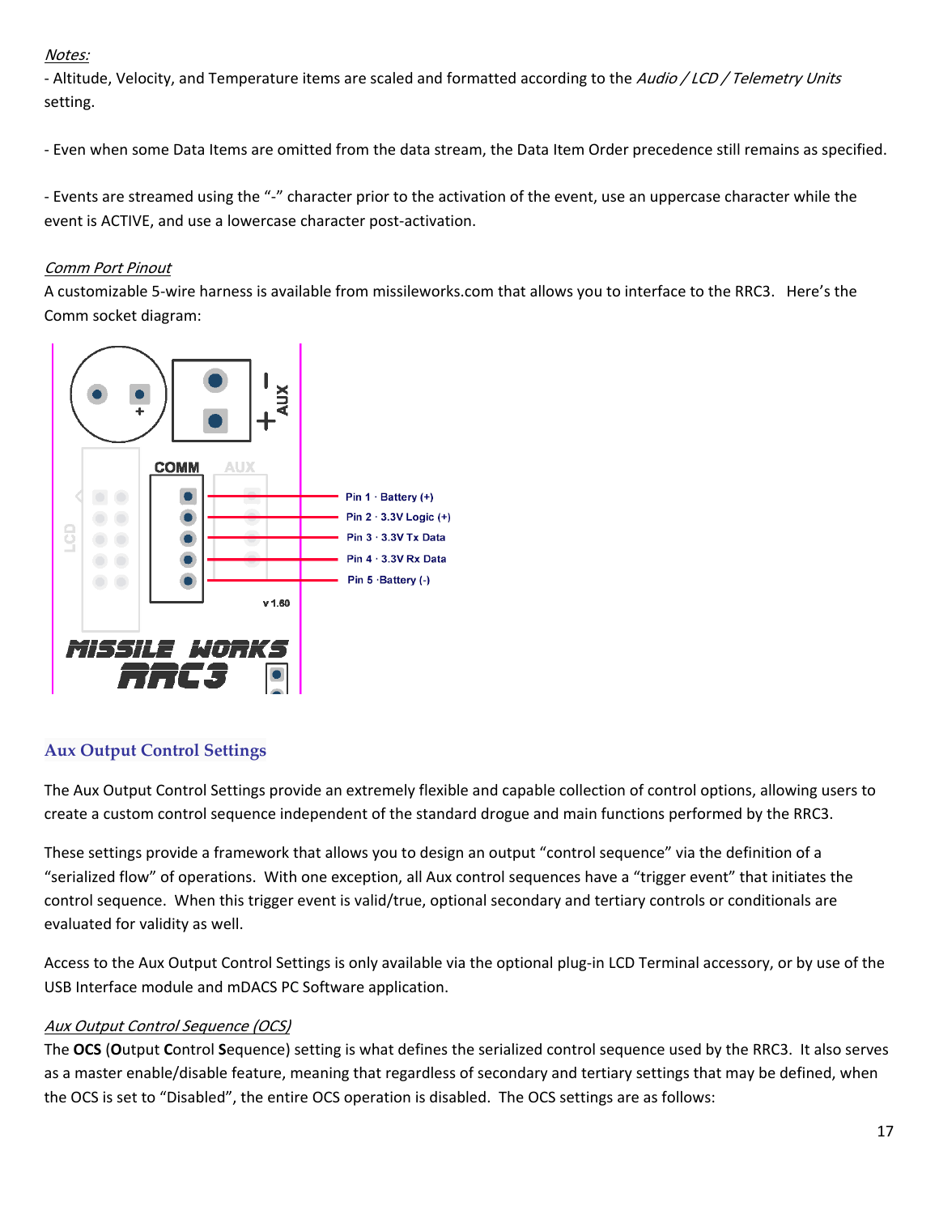*Notes:*

- Altitude, Velocity, and Temperature items are scaled and formatted according to the *Audio / LCD / Telemetry Units* setting.

- Even when some Data Items are omitted from the data stream, the Data Item Order precedence still remains as specified.

- Events are streamed using the "-" character prior to the activation of the event, use an uppercase character while the event is ACTIVE, and use a lowercase character post-activation.

*Comm Port Pinout*

A customizable 5-wire harness is available from missileworks.com that allows you to interface to the RRC3. Here's the Comm socket diagram:

Pin 1 · Battery (+)
Pin 2 · 3.3V Logic (+)
Pin 3 · 3.3V Tx Data
Pin 4 · 3.3V Rx Data
Pin 5 ·Battery (-)

## Aux Output Control Settings

The Aux Output Control Settings provide an extremely flexible and capable collection of control options, allowing users to create a custom control sequence independent of the standard drogue and main functions performed by the RRC3.

These settings provide a framework that allows you to design an output "control sequence" via the definition of a "serialized flow" of operations. With one exception, all Aux control sequences have a "trigger event" that initiates the control sequence. When this trigger event is valid/true, optional secondary and tertiary controls or conditionals are evaluated for validity as well.

Access to the Aux Output Control Settings is only available via the optional plug-in LCD Terminal accessory, or by use of the USB Interface module and mDACS PC Software application.

*Aux Output Control Sequence (OCS)*

The **OCS** (**O**utput **C**ontrol **S**equence) setting is what defines the serialized control sequence used by the RRC3. It also serves as a master enable/disable feature, meaning that regardless of secondary and tertiary settings that may be defined, when the OCS is set to "Disabled", the entire OCS operation is disabled. The OCS settings are as follows: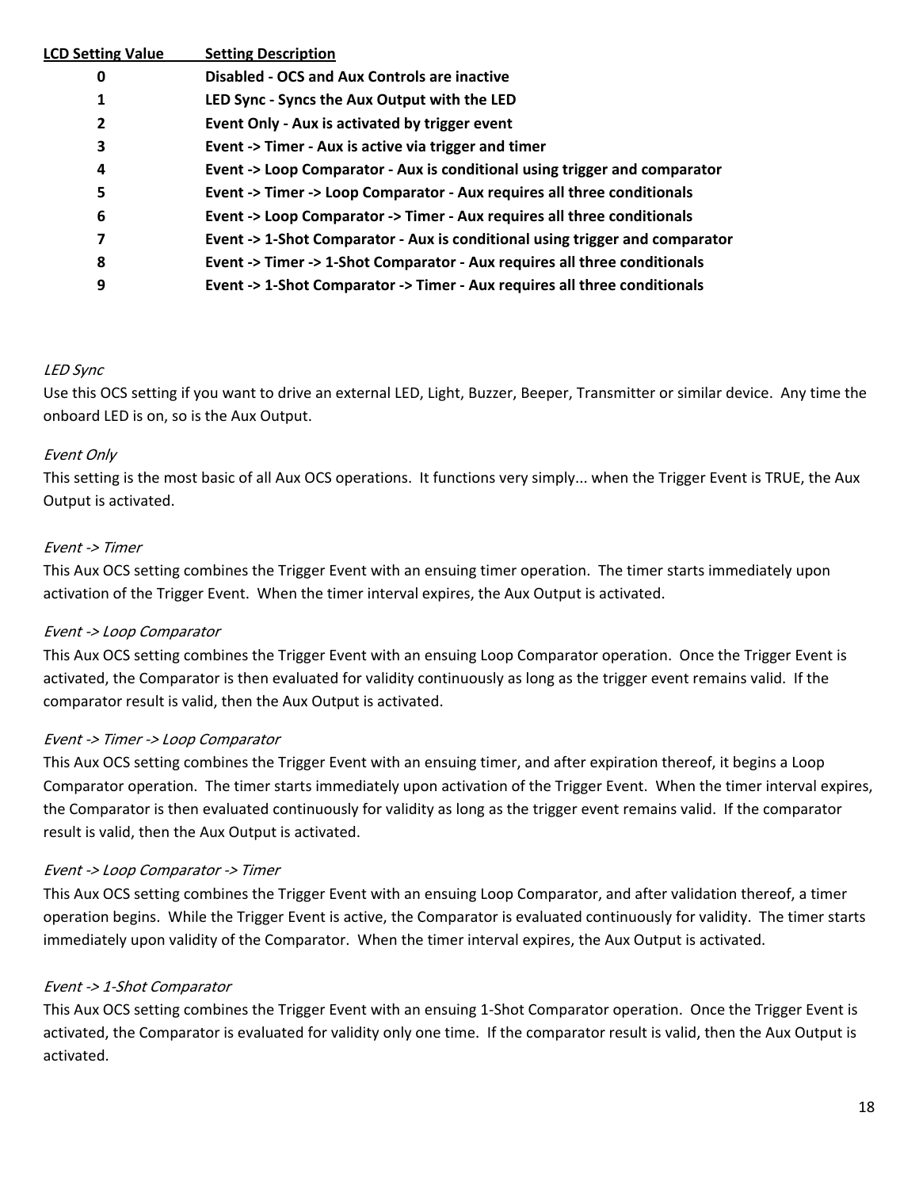| LCD Setting Value | Setting Description |
| --- | --- |
| **0** | **Disabled - OCS and Aux Controls are inactive** |
| **1** | **LED Sync - Syncs the Aux Output with the LED** |
| **2** | **Event Only - Aux is activated by trigger event** |
| **3** | **Event -> Timer - Aux is active via trigger and timer** |
| **4** | **Event -> Loop Comparator - Aux is conditional using trigger and comparator** |
| **5** | **Event -> Timer -> Loop Comparator - Aux requires all three conditionals** |
| **6** | **Event -> Loop Comparator -> Timer - Aux requires all three conditionals** |
| **7** | **Event -> 1-Shot Comparator - Aux is conditional using trigger and comparator** |
| **8** | **Event -> Timer -> 1-Shot Comparator - Aux requires all three conditionals** |
| **9** | **Event -> 1-Shot Comparator -> Timer - Aux requires all three conditionals** |

*LED Sync*

Use this OCS setting if you want to drive an external LED, Light, Buzzer, Beeper, Transmitter or similar device. Any time the onboard LED is on, so is the Aux Output.

*Event Only*

This setting is the most basic of all Aux OCS operations. It functions very simply... when the Trigger Event is TRUE, the Aux Output is activated.

*Event -> Timer*

This Aux OCS setting combines the Trigger Event with an ensuing timer operation. The timer starts immediately upon activation of the Trigger Event. When the timer interval expires, the Aux Output is activated.

*Event -> Loop Comparator*

This Aux OCS setting combines the Trigger Event with an ensuing Loop Comparator operation. Once the Trigger Event is activated, the Comparator is then evaluated for validity continuously as long as the trigger event remains valid. If the comparator result is valid, then the Aux Output is activated.

*Event -> Timer -> Loop Comparator*

This Aux OCS setting combines the Trigger Event with an ensuing timer, and after expiration thereof, it begins a Loop Comparator operation. The timer starts immediately upon activation of the Trigger Event. When the timer interval expires, the Comparator is then evaluated continuously for validity as long as the trigger event remains valid. If the comparator result is valid, then the Aux Output is activated.

*Event -> Loop Comparator -> Timer*

This Aux OCS setting combines the Trigger Event with an ensuing Loop Comparator, and after validation thereof, a timer operation begins. While the Trigger Event is active, the Comparator is evaluated continuously for validity. The timer starts immediately upon validity of the Comparator. When the timer interval expires, the Aux Output is activated.

*Event -> 1-Shot Comparator*

This Aux OCS setting combines the Trigger Event with an ensuing 1-Shot Comparator operation. Once the Trigger Event is activated, the Comparator is evaluated for validity only one time. If the comparator result is valid, then the Aux Output is activated.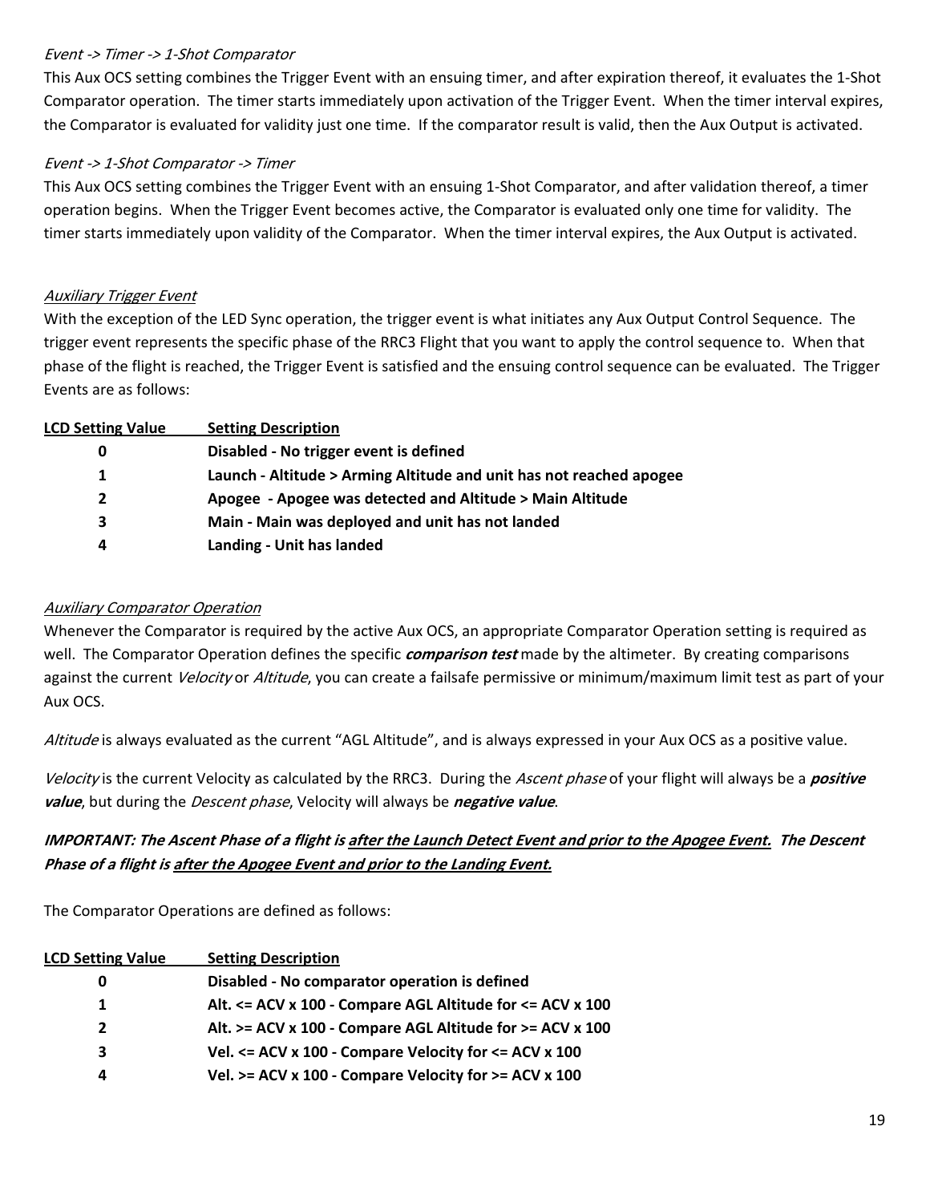*Event -> Timer -> 1-Shot Comparator*

This Aux OCS setting combines the Trigger Event with an ensuing timer, and after expiration thereof, it evaluates the 1-Shot Comparator operation. The timer starts immediately upon activation of the Trigger Event. When the timer interval expires, the Comparator is evaluated for validity just one time. If the comparator result is valid, then the Aux Output is activated.

*Event -> 1-Shot Comparator -> Timer*

This Aux OCS setting combines the Trigger Event with an ensuing 1-Shot Comparator, and after validation thereof, a timer operation begins. When the Trigger Event becomes active, the Comparator is evaluated only one time for validity. The timer starts immediately upon validity of the Comparator. When the timer interval expires, the Aux Output is activated.

*Auxiliary Trigger Event*

With the exception of the LED Sync operation, the trigger event is what initiates any Aux Output Control Sequence. The trigger event represents the specific phase of the RRC3 Flight that you want to apply the control sequence to. When that phase of the flight is reached, the Trigger Event is satisfied and the ensuing control sequence can be evaluated. The Trigger Events are as follows:

| LCD Setting Value | Setting Description |
|---|---|
| **0** | **Disabled - No trigger event is defined** |
| **1** | **Launch - Altitude > Arming Altitude and unit has not reached apogee** |
| **2** | **Apogee - Apogee was detected and Altitude > Main Altitude** |
| **3** | **Main - Main was deployed and unit has not landed** |
| **4** | **Landing - Unit has landed** |

*Auxiliary Comparator Operation*

Whenever the Comparator is required by the active Aux OCS, an appropriate Comparator Operation setting is required as well. The Comparator Operation defines the specific ***comparison test*** made by the altimeter. By creating comparisons against the current *Velocity* or *Altitude*, you can create a failsafe permissive or minimum/maximum limit test as part of your Aux OCS.

*Altitude* is always evaluated as the current "AGL Altitude", and is always expressed in your Aux OCS as a positive value.

*Velocity* is the current Velocity as calculated by the RRC3. During the *Ascent phase* of your flight will always be a ***positive value***, but during the *Descent phase*, Velocity will always be ***negative value***.

***IMPORTANT: The Ascent Phase of a flight is after the Launch Detect Event and prior to the Apogee Event. The Descent Phase of a flight is after the Apogee Event and prior to the Landing Event.***

The Comparator Operations are defined as follows:

| LCD Setting Value | Setting Description |
|---|---|
| **0** | **Disabled - No comparator operation is defined** |
| **1** | **Alt. <= ACV x 100 - Compare AGL Altitude for <= ACV x 100** |
| **2** | **Alt. >= ACV x 100 - Compare AGL Altitude for >= ACV x 100** |
| **3** | **Vel. <= ACV x 100 - Compare Velocity for <= ACV x 100** |
| **4** | **Vel. >= ACV x 100 - Compare Velocity for >= ACV x 100** |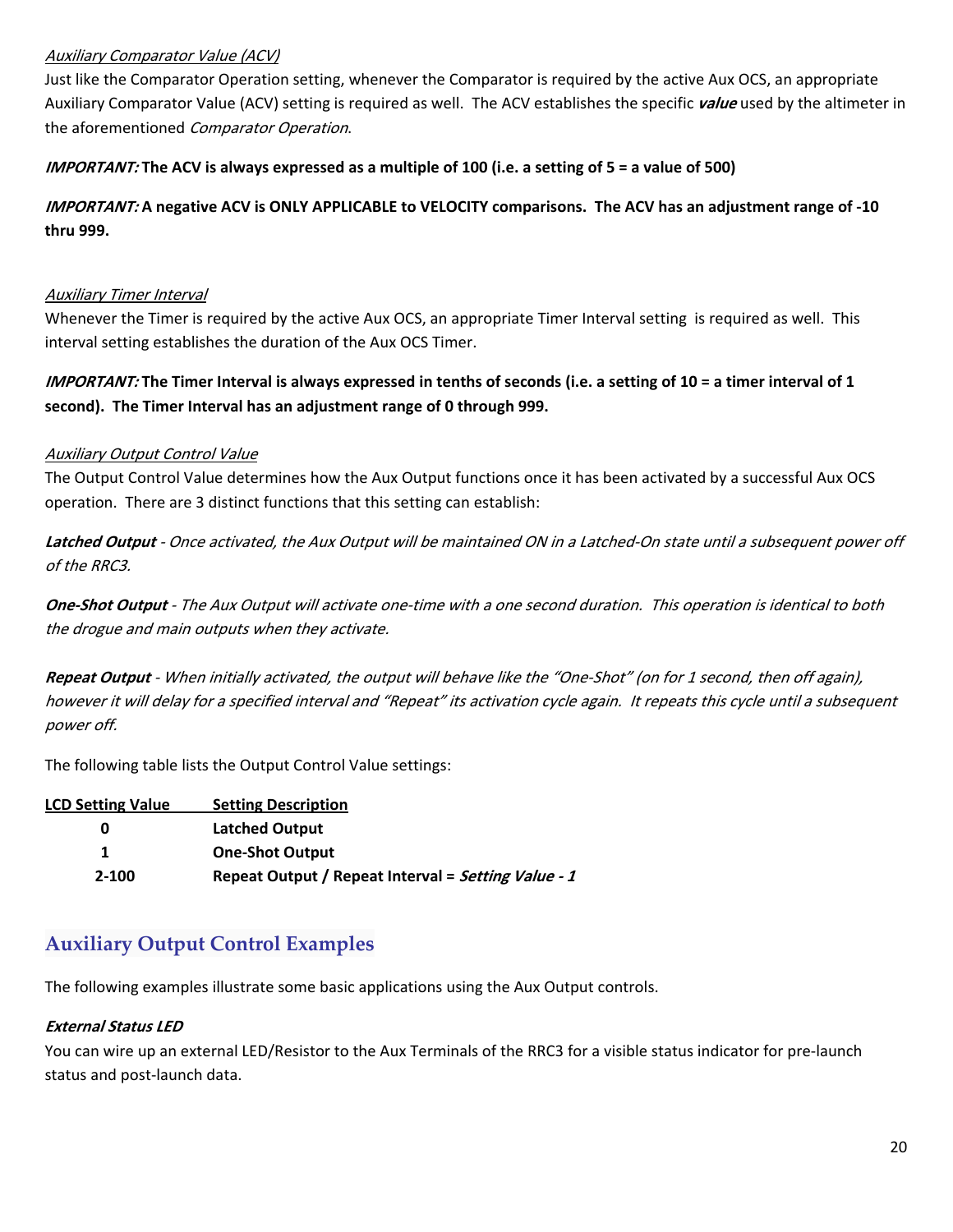*Auxiliary Comparator Value (ACV)*

Just like the Comparator Operation setting, whenever the Comparator is required by the active Aux OCS, an appropriate Auxiliary Comparator Value (ACV) setting is required as well. The ACV establishes the specific ***value*** used by the altimeter in the aforementioned *Comparator Operation*.

***IMPORTANT:*** **The ACV is always expressed as a multiple of 100 (i.e. a setting of 5 = a value of 500)**

***IMPORTANT:*** **A negative ACV is ONLY APPLICABLE to VELOCITY comparisons. The ACV has an adjustment range of -10 thru 999.**

*Auxiliary Timer Interval*

Whenever the Timer is required by the active Aux OCS, an appropriate Timer Interval setting is required as well. This interval setting establishes the duration of the Aux OCS Timer.

***IMPORTANT:*** **The Timer Interval is always expressed in tenths of seconds (i.e. a setting of 10 = a timer interval of 1 second). The Timer Interval has an adjustment range of 0 through 999.**

*Auxiliary Output Control Value*

The Output Control Value determines how the Aux Output functions once it has been activated by a successful Aux OCS operation. There are 3 distinct functions that this setting can establish:

***Latched Output*** *- Once activated, the Aux Output will be maintained ON in a Latched-On state until a subsequent power off of the RRC3.*

***One-Shot Output*** *- The Aux Output will activate one-time with a one second duration. This operation is identical to both the drogue and main outputs when they activate.*

***Repeat Output*** *- When initially activated, the output will behave like the "One-Shot" (on for 1 second, then off again), however it will delay for a specified interval and "Repeat" its activation cycle again. It repeats this cycle until a subsequent power off.*

The following table lists the Output Control Value settings:

| LCD Setting Value | Setting Description |
|---|---|
| **0** | **Latched Output** |
| **1** | **One-Shot Output** |
| **2-100** | **Repeat Output / Repeat Interval = *Setting Value - 1*** |

## Auxiliary Output Control Examples

The following examples illustrate some basic applications using the Aux Output controls.

***External Status LED***

You can wire up an external LED/Resistor to the Aux Terminals of the RRC3 for a visible status indicator for pre-launch status and post-launch data.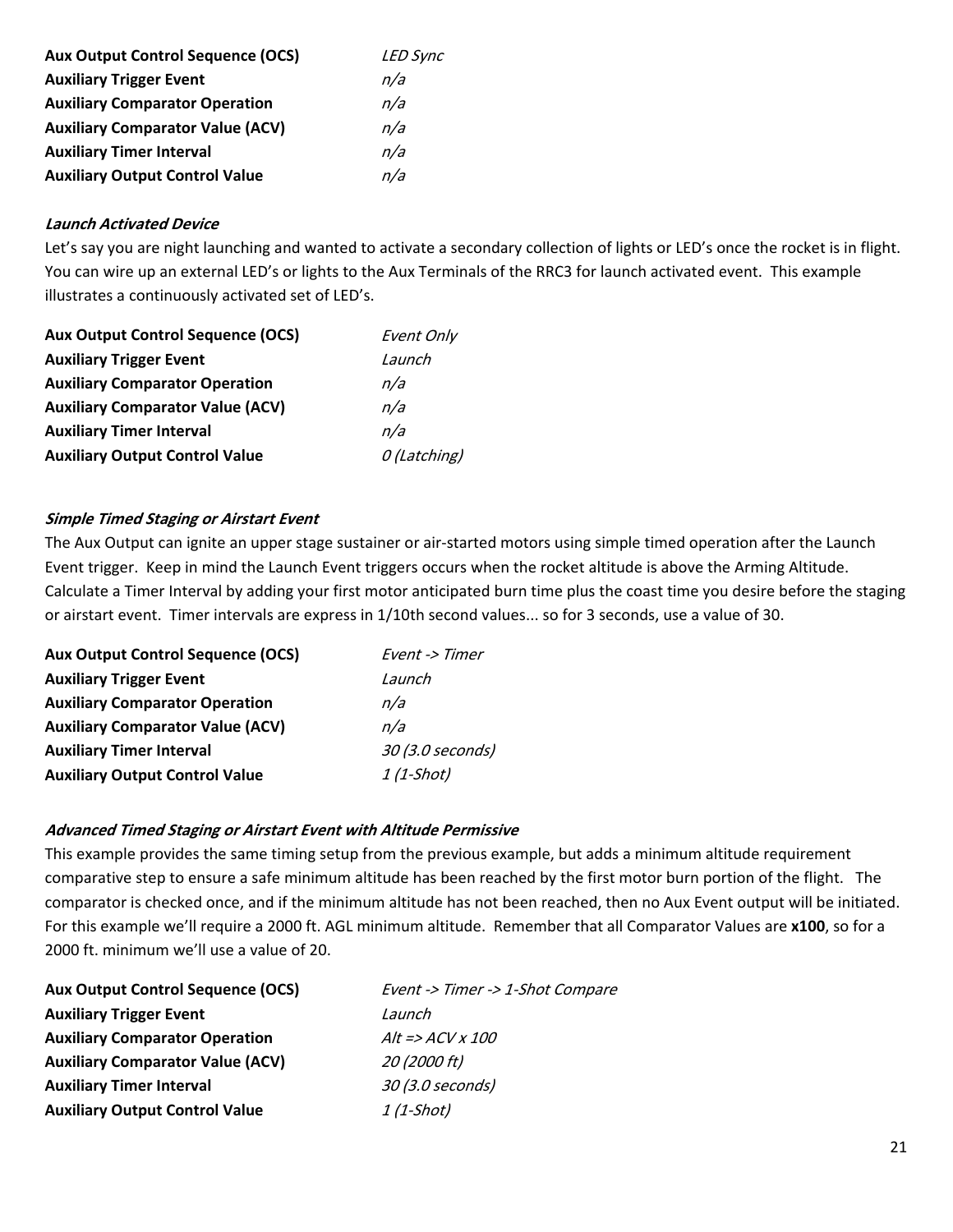| | |
|---|---|
| **Aux Output Control Sequence (OCS)** | *LED Sync* |
| **Auxiliary Trigger Event** | *n/a* |
| **Auxiliary Comparator Operation** | *n/a* |
| **Auxiliary Comparator Value (ACV)** | *n/a* |
| **Auxiliary Timer Interval** | *n/a* |
| **Auxiliary Output Control Value** | *n/a* |

***Launch Activated Device***

Let's say you are night launching and wanted to activate a secondary collection of lights or LED's once the rocket is in flight. You can wire up an external LED's or lights to the Aux Terminals of the RRC3 for launch activated event. This example illustrates a continuously activated set of LED's.

| | |
|---|---|
| **Aux Output Control Sequence (OCS)** | *Event Only* |
| **Auxiliary Trigger Event** | *Launch* |
| **Auxiliary Comparator Operation** | *n/a* |
| **Auxiliary Comparator Value (ACV)** | *n/a* |
| **Auxiliary Timer Interval** | *n/a* |
| **Auxiliary Output Control Value** | *0 (Latching)* |

***Simple Timed Staging or Airstart Event***

The Aux Output can ignite an upper stage sustainer or air-started motors using simple timed operation after the Launch Event trigger. Keep in mind the Launch Event triggers occurs when the rocket altitude is above the Arming Altitude. Calculate a Timer Interval by adding your first motor anticipated burn time plus the coast time you desire before the staging or airstart event. Timer intervals are express in 1/10th second values... so for 3 seconds, use a value of 30.

| | |
|---|---|
| **Aux Output Control Sequence (OCS)** | *Event -> Timer* |
| **Auxiliary Trigger Event** | *Launch* |
| **Auxiliary Comparator Operation** | *n/a* |
| **Auxiliary Comparator Value (ACV)** | *n/a* |
| **Auxiliary Timer Interval** | *30 (3.0 seconds)* |
| **Auxiliary Output Control Value** | *1 (1-Shot)* |

***Advanced Timed Staging or Airstart Event with Altitude Permissive***

This example provides the same timing setup from the previous example, but adds a minimum altitude requirement comparative step to ensure a safe minimum altitude has been reached by the first motor burn portion of the flight. The comparator is checked once, and if the minimum altitude has not been reached, then no Aux Event output will be initiated. For this example we'll require a 2000 ft. AGL minimum altitude. Remember that all Comparator Values are **x100**, so for a 2000 ft. minimum we'll use a value of 20.

| | |
|---|---|
| **Aux Output Control Sequence (OCS)** | *Event -> Timer -> 1-Shot Compare* |
| **Auxiliary Trigger Event** | *Launch* |
| **Auxiliary Comparator Operation** | *Alt => ACV x 100* |
| **Auxiliary Comparator Value (ACV)** | *20 (2000 ft)* |
| **Auxiliary Timer Interval** | *30 (3.0 seconds)* |
| **Auxiliary Output Control Value** | *1 (1-Shot)* |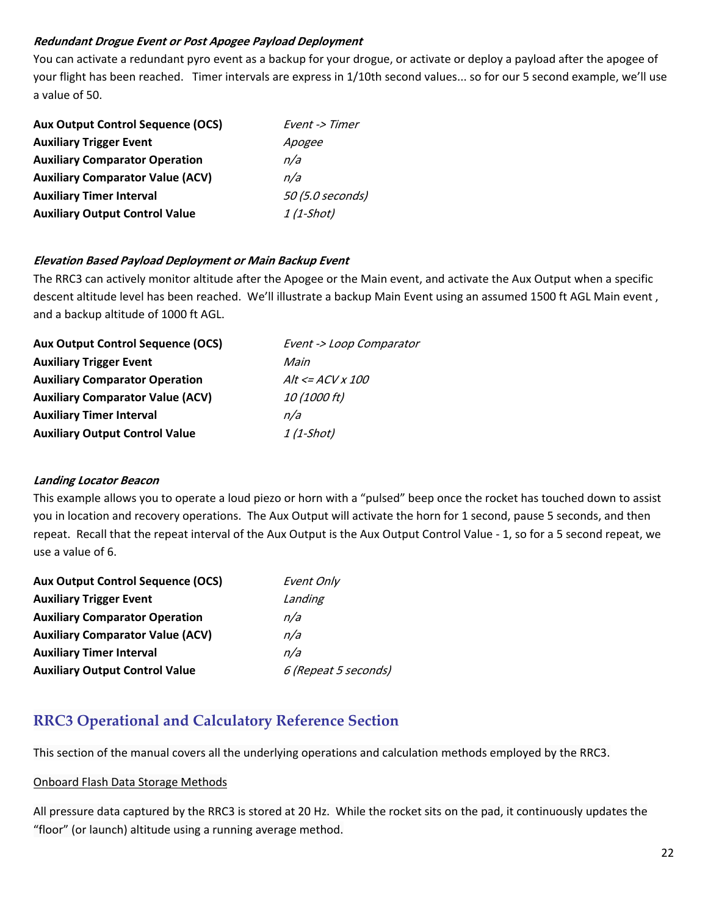***Redundant Drogue Event or Post Apogee Payload Deployment***

You can activate a redundant pyro event as a backup for your drogue, or activate or deploy a payload after the apogee of your flight has been reached. Timer intervals are express in 1/10th second values... so for our 5 second example, we'll use a value of 50.

| | |
|---|---|
| **Aux Output Control Sequence (OCS)** | *Event -> Timer* |
| **Auxiliary Trigger Event** | *Apogee* |
| **Auxiliary Comparator Operation** | *n/a* |
| **Auxiliary Comparator Value (ACV)** | *n/a* |
| **Auxiliary Timer Interval** | *50 (5.0 seconds)* |
| **Auxiliary Output Control Value** | *1 (1-Shot)* |

***Elevation Based Payload Deployment or Main Backup Event***

The RRC3 can actively monitor altitude after the Apogee or the Main event, and activate the Aux Output when a specific descent altitude level has been reached. We'll illustrate a backup Main Event using an assumed 1500 ft AGL Main event , and a backup altitude of 1000 ft AGL.

| | |
|---|---|
| **Aux Output Control Sequence (OCS)** | *Event -> Loop Comparator* |
| **Auxiliary Trigger Event** | *Main* |
| **Auxiliary Comparator Operation** | *Alt <= ACV x 100* |
| **Auxiliary Comparator Value (ACV)** | *10 (1000 ft)* |
| **Auxiliary Timer Interval** | *n/a* |
| **Auxiliary Output Control Value** | *1 (1-Shot)* |

***Landing Locator Beacon***

This example allows you to operate a loud piezo or horn with a "pulsed" beep once the rocket has touched down to assist you in location and recovery operations. The Aux Output will activate the horn for 1 second, pause 5 seconds, and then repeat. Recall that the repeat interval of the Aux Output is the Aux Output Control Value - 1, so for a 5 second repeat, we use a value of 6.

| | |
|---|---|
| **Aux Output Control Sequence (OCS)** | *Event Only* |
| **Auxiliary Trigger Event** | *Landing* |
| **Auxiliary Comparator Operation** | *n/a* |
| **Auxiliary Comparator Value (ACV)** | *n/a* |
| **Auxiliary Timer Interval** | *n/a* |
| **Auxiliary Output Control Value** | *6 (Repeat 5 seconds)* |

## RRC3 Operational and Calculatory Reference Section

This section of the manual covers all the underlying operations and calculation methods employed by the RRC3.

Onboard Flash Data Storage Methods

All pressure data captured by the RRC3 is stored at 20 Hz. While the rocket sits on the pad, it continuously updates the "floor" (or launch) altitude using a running average method.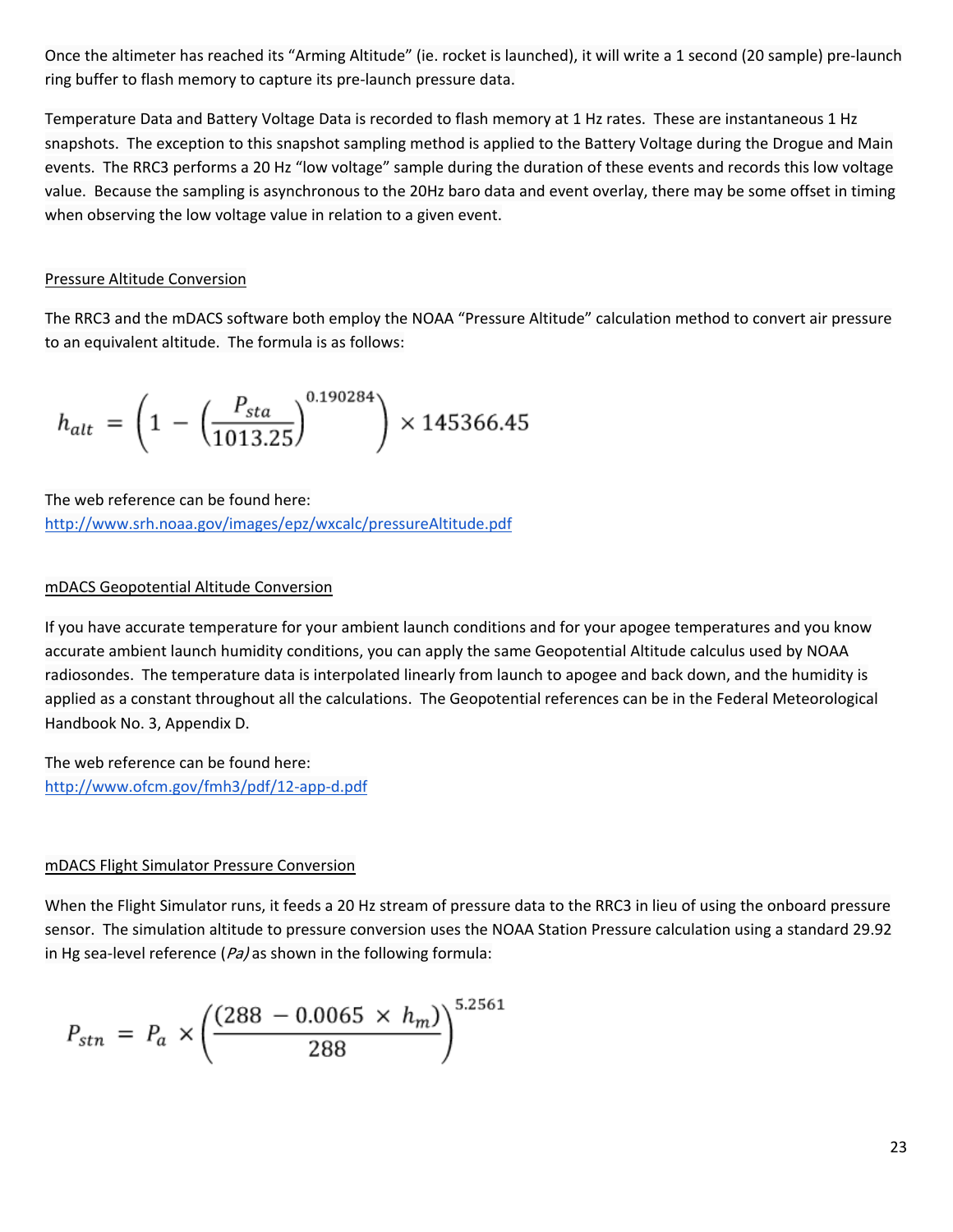Once the altimeter has reached its “Arming Altitude” (ie. rocket is launched), it will write a 1 second (20 sample) pre-launch ring buffer to flash memory to capture its pre-launch pressure data.

Temperature Data and Battery Voltage Data is recorded to flash memory at 1 Hz rates. These are instantaneous 1 Hz snapshots. The exception to this snapshot sampling method is applied to the Battery Voltage during the Drogue and Main events. The RRC3 performs a 20 Hz “low voltage” sample during the duration of these events and records this low voltage value. Because the sampling is asynchronous to the 20Hz baro data and event overlay, there may be some offset in timing when observing the low voltage value in relation to a given event.

## Pressure Altitude Conversion

The RRC3 and the mDACS software both employ the NOAA “Pressure Altitude” calculation method to convert air pressure to an equivalent altitude. The formula is as follows:

$$h_{alt} = \left(1 - \left(\frac{P_{sta}}{1013.25}\right)^{0.190284}\right) \times 145366.45$$

The web reference can be found here:
http://www.srh.noaa.gov/images/epz/wxcalc/pressureAltitude.pdf

## mDACS Geopotential Altitude Conversion

If you have accurate temperature for your ambient launch conditions and for your apogee temperatures and you know accurate ambient launch humidity conditions, you can apply the same Geopotential Altitude calculus used by NOAA radiosondes. The temperature data is interpolated linearly from launch to apogee and back down, and the humidity is applied as a constant throughout all the calculations. The Geopotential references can be in the Federal Meteorological Handbook No. 3, Appendix D.

The web reference can be found here:
http://www.ofcm.gov/fmh3/pdf/12-app-d.pdf

## mDACS Flight Simulator Pressure Conversion

When the Flight Simulator runs, it feeds a 20 Hz stream of pressure data to the RRC3 in lieu of using the onboard pressure sensor. The simulation altitude to pressure conversion uses the NOAA Station Pressure calculation using a standard 29.92 in Hg sea-level reference (*Pa)* as shown in the following formula:

$$P_{stn} = P_a \times \left(\frac{(288 - 0.0065 \times h_m)}{288}\right)^{5.2561}$$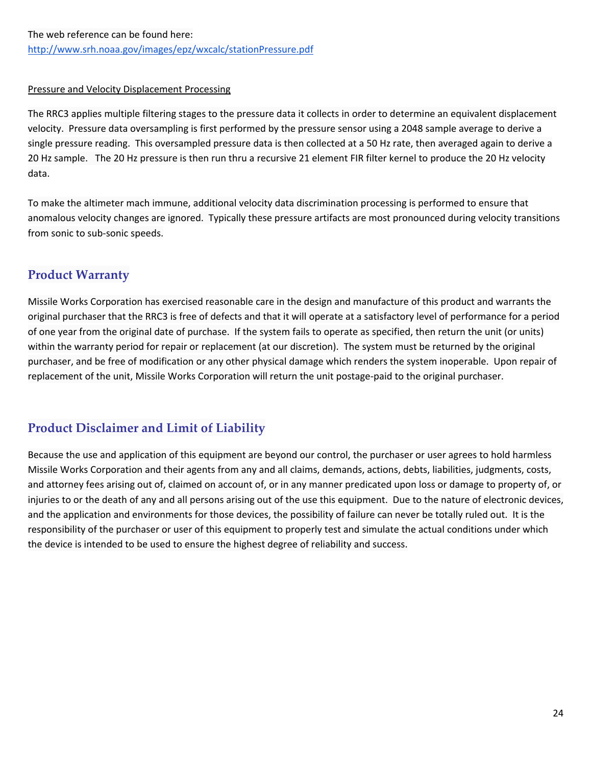The web reference can be found here:
http://www.srh.noaa.gov/images/epz/wxcalc/stationPressure.pdf

<u>Pressure and Velocity Displacement Processing</u>

The RRC3 applies multiple filtering stages to the pressure data it collects in order to determine an equivalent displacement velocity. Pressure data oversampling is first performed by the pressure sensor using a 2048 sample average to derive a single pressure reading. This oversampled pressure data is then collected at a 50 Hz rate, then averaged again to derive a 20 Hz sample. The 20 Hz pressure is then run thru a recursive 21 element FIR filter kernel to produce the 20 Hz velocity data.

To make the altimeter mach immune, additional velocity data discrimination processing is performed to ensure that anomalous velocity changes are ignored. Typically these pressure artifacts are most pronounced during velocity transitions from sonic to sub-sonic speeds.

## Product Warranty

Missile Works Corporation has exercised reasonable care in the design and manufacture of this product and warrants the original purchaser that the RRC3 is free of defects and that it will operate at a satisfactory level of performance for a period of one year from the original date of purchase. If the system fails to operate as specified, then return the unit (or units) within the warranty period for repair or replacement (at our discretion). The system must be returned by the original purchaser, and be free of modification or any other physical damage which renders the system inoperable. Upon repair of replacement of the unit, Missile Works Corporation will return the unit postage-paid to the original purchaser.

## Product Disclaimer and Limit of Liability

Because the use and application of this equipment are beyond our control, the purchaser or user agrees to hold harmless Missile Works Corporation and their agents from any and all claims, demands, actions, debts, liabilities, judgments, costs, and attorney fees arising out of, claimed on account of, or in any manner predicated upon loss or damage to property of, or injuries to or the death of any and all persons arising out of the use this equipment. Due to the nature of electronic devices, and the application and environments for those devices, the possibility of failure can never be totally ruled out. It is the responsibility of the purchaser or user of this equipment to properly test and simulate the actual conditions under which the device is intended to be used to ensure the highest degree of reliability and success.